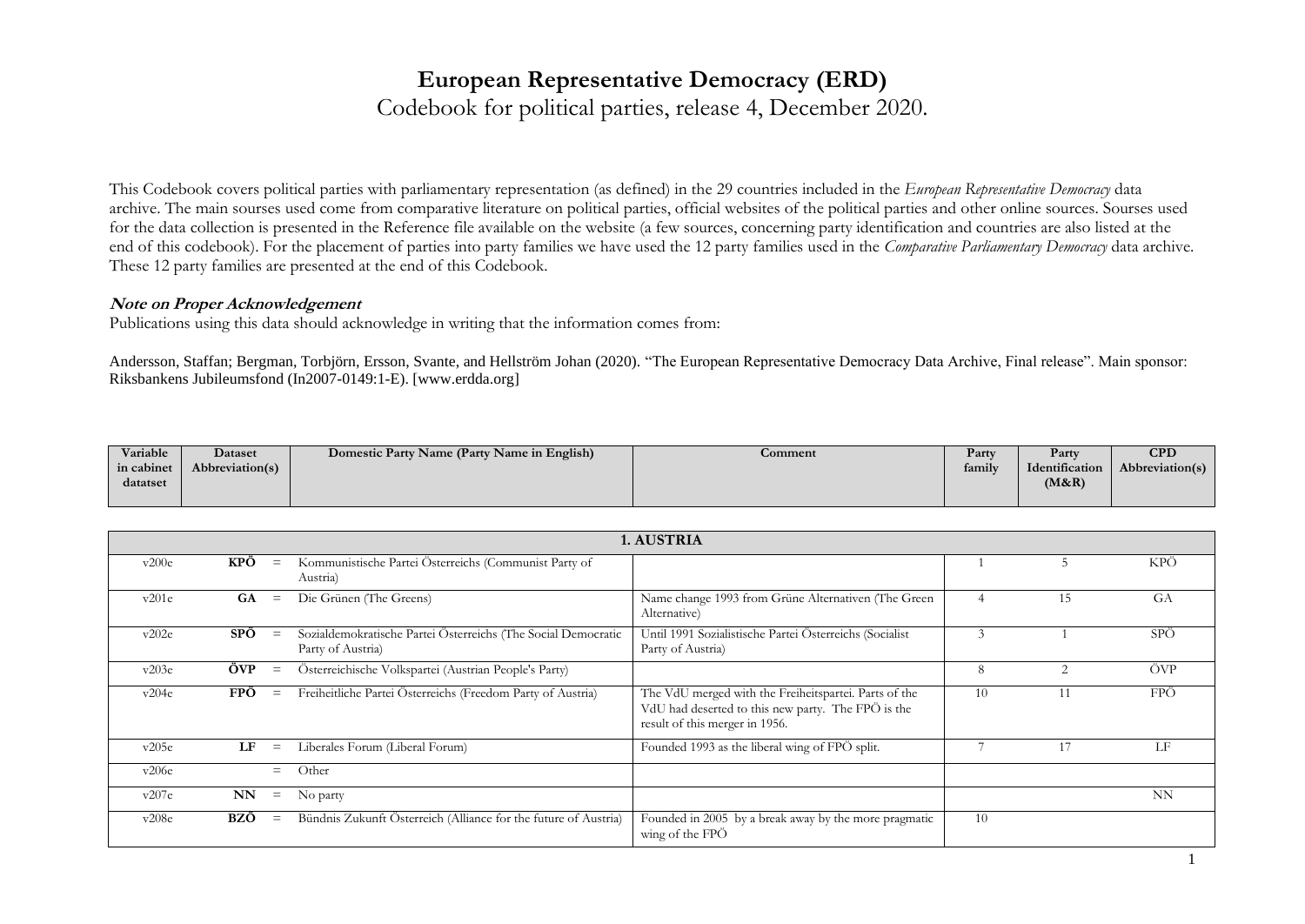# European Representative Democracy (ERD)

## Codebook for political parties, release 4, December 2020.

This Codebook covers political parties with parliamentary representation (as defined) in the 29 countries included in the *European Representative Democracy* data archive. The main sourses used come from comparative literature on political parties, official websites of the political parties and other online sources. Sourses used for the data collection is presented in the Reference file available on the website (a few sources, concerning party identification and countries are also listed at the end of this codebook). For the placement of parties into party families we have used the 12 party families used in the *Comparative Parliamentary Democracy* data archive. These 12 party families are presented at the end of this Codebook.

### *Note on Proper Acknowledgement*

Publications using this data should acknowledge in writing that the information comes from:

Andersson, Staffan; Bergman, Torbjörn, Ersson, Svante, and Hellström Johan (2020). "The European Representative Democracy Data Archive, Final release". Main sponsor: Riksbankens Jubileumsfond (In2007-0149:1-E). [www.erdda.org]

| Variable in cabinet datatset | Dataset Abbreviation(s) | | Domestic Party Name (Party Name in English) | Comment | Party family | Party Identification (M&R) | CPD Abbreviation(s) |
|---|---|---|---|---|---|---|---|
| **1. AUSTRIA** | | | | | | | |
| v200e | **KPÖ** | = | Kommunistische Partei Österreichs (Communist Party of Austria) | | 1 | 5 | KPÖ |
| v201e | **GA** | = | Die Grünen (The Greens) | Name change 1993 from Grüne Alternativen (The Green Alternative) | 4 | 15 | GA |
| v202e | **SPÖ** | = | Sozialdemokratische Partei Österreichs (The Social Democratic Party of Austria) | Until 1991 Sozialistische Partei Österreichs (Socialist Party of Austria) | 3 | 1 | SPÖ |
| v203e | **ÖVP** | = | Österreichische Volkspartei (Austrian People's Party) | | 8 | 2 | ÖVP |
| v204e | **FPÖ** | = | Freiheitliche Partei Österreichs (Freedom Party of Austria) | The VdU merged with the Freiheitspartei. Parts of the VdU had deserted to this new party. The FPÖ is the result of this merger in 1956. | 10 | 11 | FPÖ |
| v205e | **LF** | = | Liberales Forum (Liberal Forum) | Founded 1993 as the liberal wing of FPÖ split. | 7 | 17 | LF |
| v206e | | = | Other | | | | |
| v207e | **NN** | = | No party | | | | NN |
| v208e | **BZÖ** | = | Bündnis Zukunft Österreich (Alliance for the future of Austria) | Founded in 2005 by a break away by the more pragmatic wing of the FPÖ | 10 | | |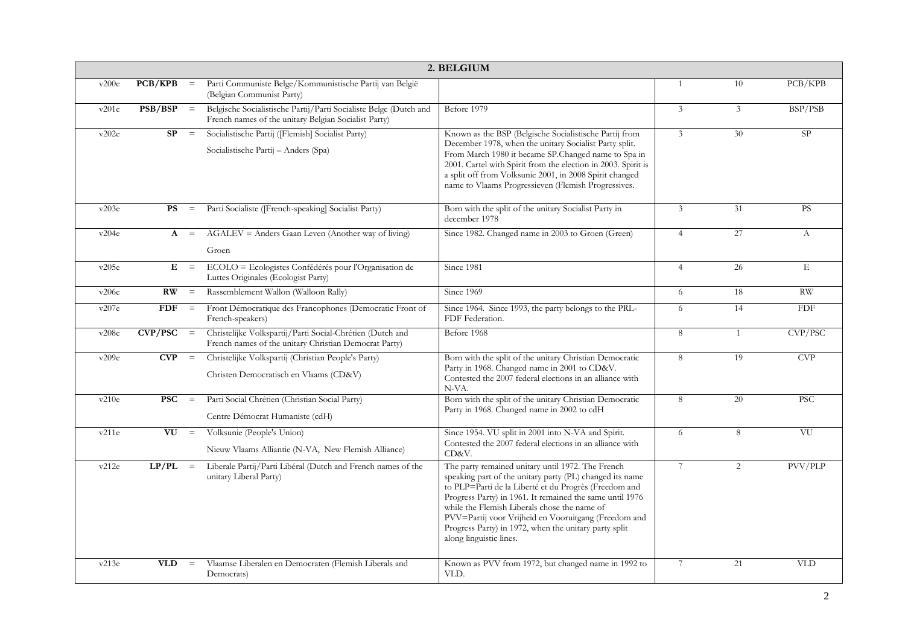| 2. BELGIUM | | | | | | | |
|---|---|---|---|---|---|---|---|
| v200e | **PCB/KPB** | = | Parti Communiste Belge/Kommunistische Partij van België (Belgian Communist Party) | | 1 | 10 | PCB/KPB |
| v201e | **PSB/BSP** | = | Belgische Socialistische Partij/Parti Socialiste Belge (Dutch and French names of the unitary Belgian Socialist Party) | Before 1979 | 3 | 3 | BSP/PSB |
| v202e | **SP** | = | Socialistische Partij ([Flemish] Socialist Party)<br>Socialistische Partij – Anders (Spa) | Known as the BSP (Belgische Socialistische Partij from December 1978, when the unitary Socialist Party split. From March 1980 it became SP.Changed name to Spa in 2001. Cartel with Spirit from the election in 2003. Spirit is a split off from Volksunie 2001, in 2008 Spirit changed name to Vlaams Progressieven (Flemish Progressives. | 3 | 30 | SP |
| v203e | **PS** | = | Parti Socialiste ([French-speaking] Socialist Party) | Born with the split of the unitary Socialist Party in december 1978 | 3 | 31 | PS |
| v204e | **A** | = | AGALEV = Anders Gaan Leven (Another way of living)<br>Groen | Since 1982. Changed name in 2003 to Groen (Green) | 4 | 27 | A |
| v205e | **E** | = | ECOLO = Ecologistes Confédérés pour l'Organisation de Luttes Originales (Ecologist Party) | Since 1981 | 4 | 26 | E |
| v206e | **RW** | = | Rassemblement Wallon (Walloon Rally) | Since 1969 | 6 | 18 | RW |
| v207e | **FDF** | = | Front Démocratique des Francophones (Democratic Front of French-speakers) | Since 1964. Since 1993, the party belongs to the PRL-FDF Federation. | 6 | 14 | FDF |
| v208e | **CVP/PSC** | = | Christelijke Volkspartij/Parti Social-Chrétien (Dutch and French names of the unitary Christian Democrat Party) | Before 1968 | 8 | 1 | CVP/PSC |
| v209e | **CVP** | = | Christelijke Volkspartij (Christian People's Party)<br>Christen Democratisch en Vlaams (CD&V) | Born with the split of the unitary Christian Democratic Party in 1968. Changed name in 2001 to CD&V. Contested the 2007 federal elections in an alliance with N-VA. | 8 | 19 | CVP |
| v210e | **PSC** | = | Parti Social Chrétien (Christian Social Party)<br>Centre Démocrat Humaniste (cdH) | Born with the split of the unitary Christian Democratic Party in 1968. Changed name in 2002 to cdH | 8 | 20 | PSC |
| v211e | **VU** | = | Volksunie (People's Union)<br>Nieuw Vlaams Alliantie (N-VA, New Flemish Alliance) | Since 1954. VU split in 2001 into N-VA and Spirit. Contested the 2007 federal elections in an alliance with CD&V. | 6 | 8 | VU |
| v212e | **LP/PL** | = | Liberale Partij/Parti Libéral (Dutch and French names of the unitary Liberal Party) | The party remained unitary until 1972. The French speaking part of the unitary party (PL) changed its name to PLP=Parti de la Liberté et du Progrès (Freedom and Progress Party) in 1961. It remained the same until 1976 while the Flemish Liberals chose the name of PVV=Partij voor Vrijheid en Vooruitgang (Freedom and Progress Party) in 1972, when the unitary party split along linguistic lines. | 7 | 2 | PVV/PLP |
| v213e | **VLD** | = | Vlaamse Liberalen en Democraten (Flemish Liberals and Democrats) | Known as PVV from 1972, but changed name in 1992 to VLD. | 7 | 21 | VLD |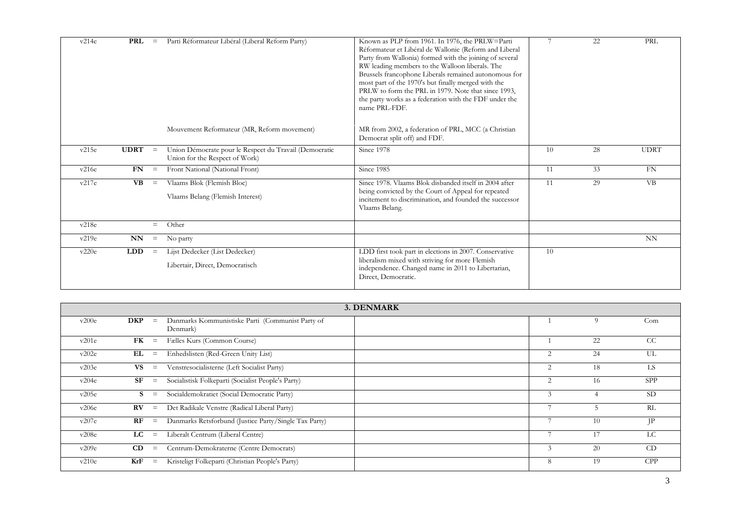| | | | | | | | |
|---|---|---|---|---|---|---|---|
| v214e | **PRL** | = | Parti Réformateur Libéral (Liberal Reform Party)<br><br>Mouvement Reformateur (MR, Reform movement) | Known as PLP from 1961. In 1976, the PRLW=Parti Réformateur et Libéral de Wallonie (Reform and Liberal Party from Wallonia) formed with the joining of several RW leading members to the Walloon liberals. The Brussels francophone Liberals remained autonomous for most part of the 1970's but finally merged with the PRLW to form the PRL in 1979. Note that since 1993, the party works as a federation with the FDF under the name PRL-FDF.<br><br>MR from 2002, a federation of PRL, MCC (a Christian Democrat split off) and FDF. | 7 | 22 | PRL |
| v215e | **UDRT** | = | Union Démocrate pour le Respect du Travail (Democratic Union for the Respect of Work) | Since 1978 | 10 | 28 | UDRT |
| v216e | **FN** | = | Front National (National Front) | Since 1985 | 11 | 33 | FN |
| v217e | **VB** | = | Vlaams Blok (Flemish Bloc)<br><br>Vlaams Belang (Flemish Interest) | Since 1978. Vlaams Blok disbanded itself in 2004 after being convicted by the Court of Appeal for repeated incitement to discrimination, and founded the successor Vlaams Belang. | 11 | 29 | VB |
| v218e | | = | Other | | | | |
| v219e | **NN** | = | No party | | | | NN |
| v220e | **LDD** | = | Lijst Dedecker (List Dedecker)<br><br>Libertair, Direct, Democratisch | LDD first took part in elections in 2007. Conservative liberalism mixed with striving for more Flemish independence. Changed name in 2011 to Libertarian, Direct, Democratic. | 10 | | |

| **3. DENMARK** | | | | | | | |
|---|---|---|---|---|---|---|---|
| v200e | **DKP** | = | Danmarks Kommunistiske Parti (Communist Party of Denmark) | | 1 | 9 | Com |
| v201e | **FK** | = | Fælles Kurs (Common Course) | | 1 | 22 | CC |
| v202e | **EL** | = | Enhedslisten (Red-Green Unity List) | | 2 | 24 | UL |
| v203e | **VS** | = | Venstresocialisterne (Left Socialist Party) | | 2 | 18 | LS |
| v204e | **SF** | = | Socialistisk Folkeparti (Socialist People's Party) | | 2 | 16 | SPP |
| v205e | **S** | = | Socialdemokratiet (Social Democratic Party) | | 3 | 4 | SD |
| v206e | **RV** | = | Det Radikale Venstre (Radical Liberal Party) | | 7 | 5 | RL |
| v207e | **RF** | = | Danmarks Retsforbund (Justice Party/Single Tax Party) | | 7 | 10 | JP |
| v208e | **LC** | = | Liberalt Centrum (Liberal Centre) | | 7 | 17 | LC |
| v209e | **CD** | = | Centrum-Demokraterne (Centre Democrats) | | 3 | 20 | CD |
| v210e | **KrF** | = | Kristeligt Folkeparti (Christian People's Party) | | 8 | 19 | CPP |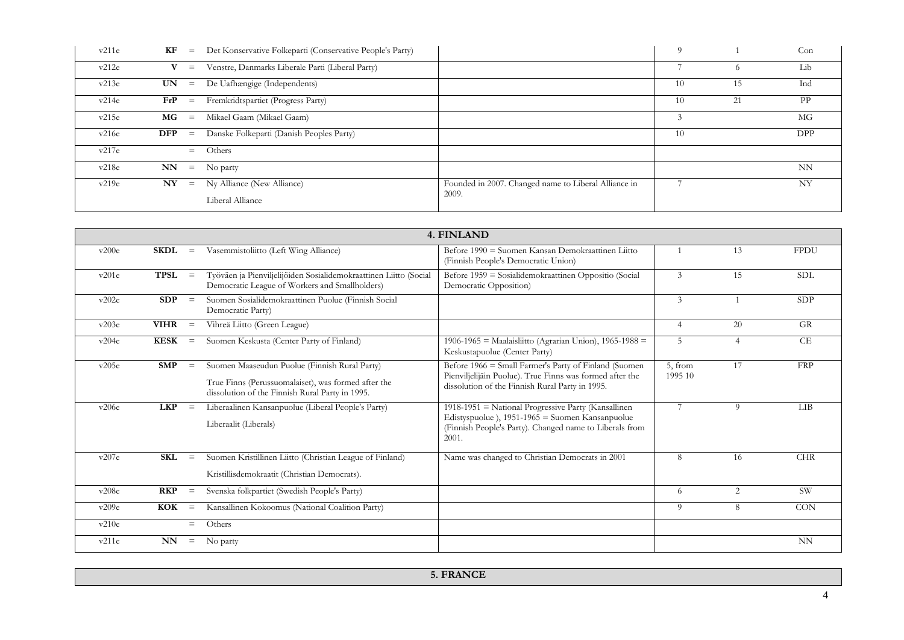| | | | | | | | |
|---|---|---|---|---|---|---|---|
| v211e | **KF** | = | Det Konservative Folkeparti (Conservative People's Party) | | 9 | 1 | Con |
| v212e | **V** | = | Venstre, Danmarks Liberale Parti (Liberal Party) | | 7 | 6 | Lib |
| v213e | **UN** | = | De Uafhængige (Independents) | | 10 | 15 | Ind |
| v214e | **FrP** | = | Fremkridtspartiet (Progress Party) | | 10 | 21 | PP |
| v215e | **MG** | = | Mikael Gaam (Mikael Gaam) | | 3 | | MG |
| v216e | **DFP** | = | Danske Folkeparti (Danish Peoples Party) | | 10 | | DPP |
| v217e | | = | Others | | | | |
| v218e | **NN** | = | No party | | | | NN |
| v219e | **NY** | = | Ny Alliance (New Alliance)<br><br>Liberal Alliance | Founded in 2007. Changed name to Liberal Alliance in 2009. | 7 | | NY |

| **4. FINLAND** | | | | | | | |
|---|---|---|---|---|---|---|---|
| v200e | **SKDL** | = | Vasemmistoliitto (Left Wing Alliance) | Before 1990 = Suomen Kansan Demokraattinen Liitto (Finnish People's Democratic Union) | 1 | 13 | FPDU |
| v201e | **TPSL** | = | Työväen ja Pienviljelijöiden Sosialidemokraattinen Liitto (Social Democratic League of Workers and Smallholders) | Before 1959 = Sosialidemokraattinen Oppositio (Social Democratic Opposition) | 3 | 15 | SDL |
| v202e | **SDP** | = | Suomen Sosialidemokraattinen Puolue (Finnish Social Democratic Party) | | 3 | 1 | SDP |
| v203e | **VIHR** | = | Vihreä Liitto (Green League) | | 4 | 20 | GR |
| v204e | **KESK** | = | Suomen Keskusta (Center Party of Finland) | 1906-1965 = Maalaisliitto (Agrarian Union), 1965-1988 = Keskustapuolue (Center Party) | 5 | 4 | CE |
| v205e | **SMP** | = | Suomen Maaseudun Puolue (Finnish Rural Party)<br><br>True Finns (Perussuomalaiset), was formed after the dissolution of the Finnish Rural Party in 1995. | Before 1966 = Small Farmer's Party of Finland (Suomen Pienviljelijäin Puolue). True Finns was formed after the dissolution of the Finnish Rural Party in 1995. | 5, from 1995 10 | 17 | FRP |
| v206e | **LKP** | = | Liberaalinen Kansanpuolue (Liberal People's Party)<br><br>Liberaalit (Liberals) | 1918-1951 = National Progressive Party (Kansallinen Edistyspuolue ), 1951-1965 = Suomen Kansanpuolue (Finnish People's Party). Changed name to Liberals from 2001. | 7 | 9 | LIB |
| v207e | **SKL** | = | Suomen Kristillinen Liitto (Christian League of Finland)<br><br>Kristillisdemokraatit (Christian Democrats). | Name was changed to Christian Democrats in 2001 | 8 | 16 | CHR |
| v208e | **RKP** | = | Svenska folkpartiet (Swedish People's Party) | | 6 | 2 | SW |
| v209e | **KOK** | = | Kansallinen Kokoomus (National Coalition Party) | | 9 | 8 | CON |
| v210e | | = | Others | | | | |
| v211e | **NN** | = | No party | | | | NN |

**5. FRANCE**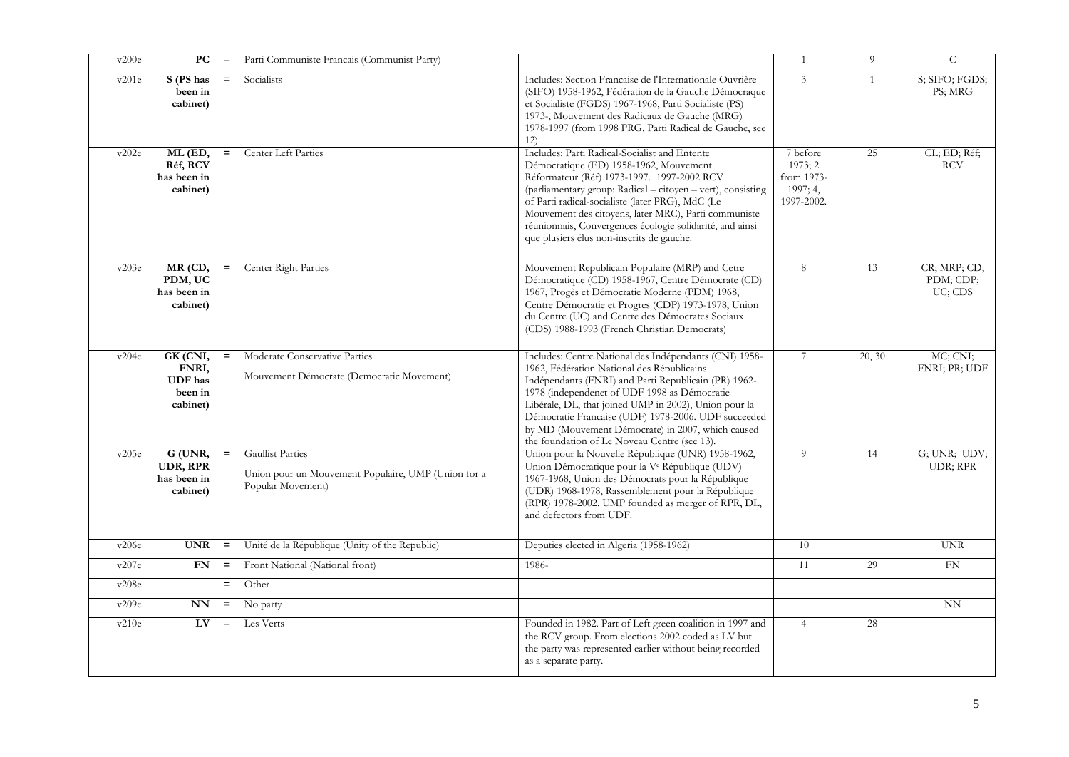| | | | | | | | |
|---|---|---|---|---|---|---|---|
| v200e | **PC** | = | Parti Communiste Francais (Communist Party) | | 1 | 9 | C |
| v201e | **S (PS has been in cabinet)** | = | Socialists | Includes: Section Francaise de l'Internationale Ouvrière (SIFO) 1958-1962, Fédération de la Gauche Démocraque et Socialiste (FGDS) 1967-1968, Parti Socialiste (PS) 1973-, Mouvement des Radicaux de Gauche (MRG) 1978-1997 (from 1998 PRG, Parti Radical de Gauche, see 12) | 3 | 1 | S; SIFO; FGDS; PS; MRG |
| v202e | **ML (ED, Réf, RCV has been in cabinet)** | = | Center Left Parties | Includes: Parti Radical-Socialist and Entente Démocratique (ED) 1958-1962, Mouvement Réformateur (Réf) 1973-1997. 1997-2002 RCV (parliamentary group: Radical – citoyen – vert), consisting of Parti radical-socialiste (later PRG), MdC (Le Mouvement des citoyens, later MRC), Parti communiste réunionnais, Convergences écologie solidarité, and ainsi que plusiers élus non-inscrits de gauche. | 7 before 1973; 2 from 1973-1997; 4, 1997-2002. | 25 | CL; ED; Réf; RCV |
| v203e | **MR (CD, PDM, UC has been in cabinet)** | = | Center Right Parties | Mouvement Republicain Populaire (MRP) and Cetre Démocratique (CD) 1958-1967, Centre Démocrate (CD) 1967, Progès et Démocratie Moderne (PDM) 1968, Centre Démocratie et Progres (CDP) 1973-1978, Union du Centre (UC) and Centre des Démocrates Sociaux (CDS) 1988-1993 (French Christian Democrats) | 8 | 13 | CR; MRP; CD; PDM; CDP; UC; CDS |
| v204e | **GK (CNI, FNRI, UDF has been in cabinet)** | = | Moderate Conservative Parties<br><br>Mouvement Démocrate (Democratic Movement) | Includes: Centre National des Indépendants (CNI) 1958-1962, Fédération National des Républicains Indépendants (FNRI) and Parti Republicain (PR) 1962-1978 (independenet of UDF 1998 as Démocratie Libérale, DL, that joined UMP in 2002), Union pour la Démocratie Francaise (UDF) 1978-2006. UDF succeeded by MD (Mouvement Démocrate) in 2007, which caused the foundation of Le Noveau Centre (see 13). | 7 | 20, 30 | MC; CNI; FNRI; PR; UDF |
| v205e | **G (UNR, UDR, RPR has been in cabinet)** | = | Gaullist Parties<br><br>Union pour un Mouvement Populaire, UMP (Union for a Popular Movement) | Union pour la Nouvelle République (UNR) 1958-1962, Union Démocratique pour la V$^{e}$ République (UDV) 1967-1968, Union des Démocrats pour la République (UDR) 1968-1978, Rassemblement pour la République (RPR) 1978-2002. UMP founded as merger of RPR, DL, and defectors from UDF. | 9 | 14 | G; UNR; UDV; UDR; RPR |
| v206e | **UNR** | = | Unité de la République (Unity of the Republic) | Deputies elected in Algeria (1958-1962) | 10 | | UNR |
| v207e | **FN** | = | Front National (National front) | 1986- | 11 | 29 | FN |
| v208e | | = | Other | | | | |
| v209e | **NN** | = | No party | | | | NN |
| v210e | **LV** | = | Les Verts | Founded in 1982. Part of Left green coalition in 1997 and the RCV group. From elections 2002 coded as LV but the party was represented earlier without being recorded as a separate party. | 4 | 28 | |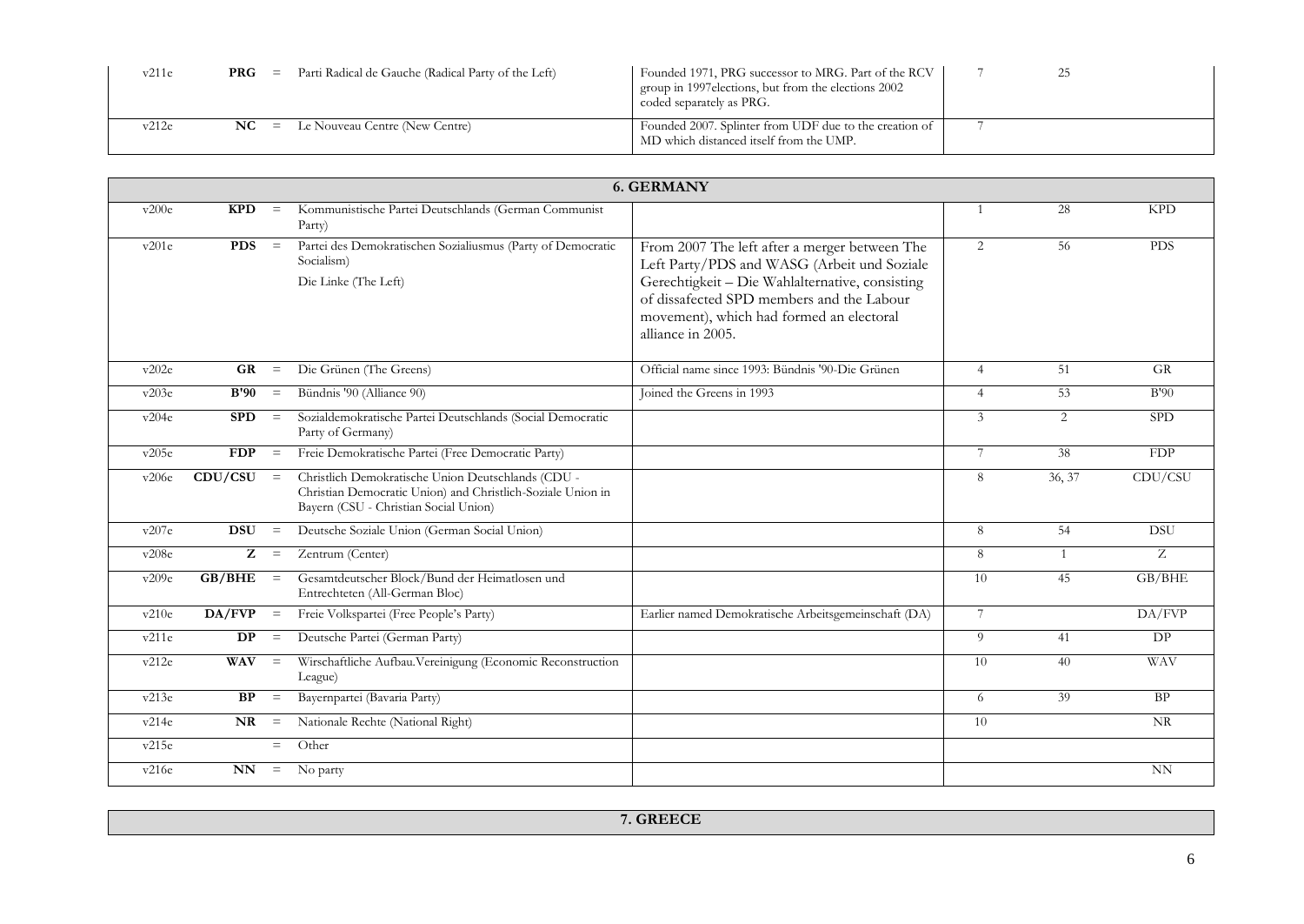| v211e | **PRG** | = | Parti Radical de Gauche (Radical Party of the Left) | Founded 1971, PRG successor to MRG. Part of the RCV group in 1997elections, but from the elections 2002 coded separately as PRG. | 7 | 25 | |
|---|---|---|---|---|---|---|---|
| v212e | **NC** | = | Le Nouveau Centre (New Centre) | Founded 2007. Splinter from UDF due to the creation of MD which distanced itself from the UMP. | 7 | | |

| **6. GERMANY** | | | | | | | |
|---|---|---|---|---|---|---|---|
| v200e | **KPD** | = | Kommunistische Partei Deutschlands (German Communist Party) | | 1 | 28 | KPD |
| v201e | **PDS** | = | Partei des Demokratischen Sozialiusmus (Party of Democratic Socialism)<br>Die Linke (The Left) | From 2007 The left after a merger between The Left Party/PDS and WASG (Arbeit und Soziale Gerechtigkeit – Die Wahlalternative, consisting of dissafected SPD members and the Labour movement), which had formed an electoral alliance in 2005. | 2 | 56 | PDS |
| v202e | **GR** | = | Die Grünen (The Greens) | Official name since 1993: Bündnis '90-Die Grünen | 4 | 51 | GR |
| v203e | **B'90** | = | Bündnis '90 (Alliance 90) | Joined the Greens in 1993 | 4 | 53 | B'90 |
| v204e | **SPD** | = | Sozialdemokratische Partei Deutschlands (Social Democratic Party of Germany) | | 3 | 2 | SPD |
| v205e | **FDP** | = | Freie Demokratische Partei (Free Democratic Party) | | 7 | 38 | FDP |
| v206e | **CDU/CSU** | = | Christlich Demokratische Union Deutschlands (CDU - Christian Democratic Union) and Christlich-Soziale Union in Bayern (CSU - Christian Social Union) | | 8 | 36, 37 | CDU/CSU |
| v207e | **DSU** | = | Deutsche Soziale Union (German Social Union) | | 8 | 54 | DSU |
| v208e | **Z** | = | Zentrum (Center) | | 8 | 1 | Z |
| v209e | **GB/BHE** | = | Gesamtdeutscher Block/Bund der Heimatlosen und Entrechteten (All-German Bloc) | | 10 | 45 | GB/BHE |
| v210e | **DA/FVP** | = | Freie Volkspartei (Free People's Party) | Earlier named Demokratische Arbeitsgemeinschaft (DA) | 7 | | DA/FVP |
| v211e | **DP** | = | Deutsche Partei (German Party) | | 9 | 41 | DP |
| v212e | **WAV** | = | Wirschaftliche Aufbau.Vereinigung (Economic Reconstruction League) | | 10 | 40 | WAV |
| v213e | **BP** | = | Bayernpartei (Bavaria Party) | | 6 | 39 | BP |
| v214e | **NR** | = | Nationale Rechte (National Right) | | 10 | | NR |
| v215e | | = | Other | | | | |
| v216e | **NN** | = | No party | | | | NN |

| **7. GREECE** |
|---|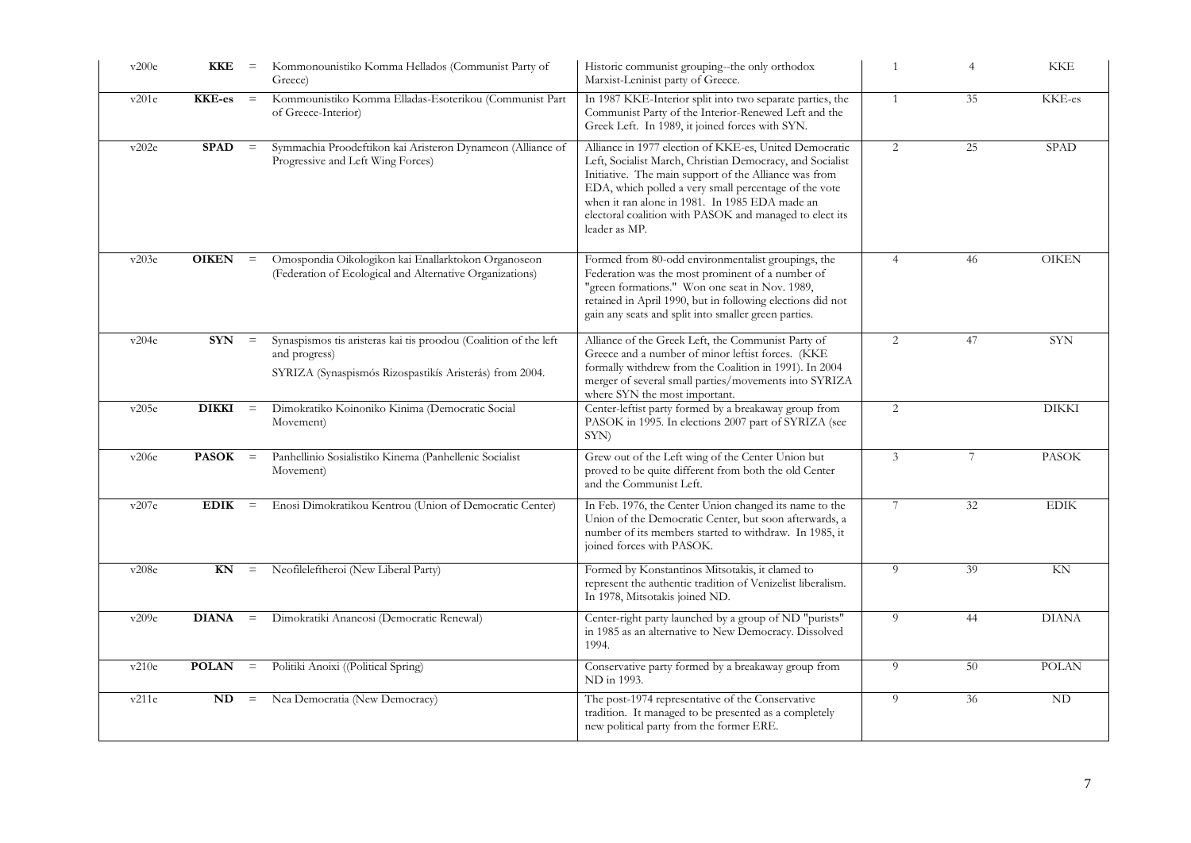| | | | | | | | |
|---|---|---|---|---|---|---|---|
| v200e | **KKE** | = | Kommonounistiko Komma Hellados (Communist Party of Greece) | Historic communist grouping--the only orthodox Marxist-Leninist party of Greece. | 1 | 4 | KKE |
| v201e | **KKE-es** | = | Kommounistiko Komma Elladas-Esoterikou (Communist Part of Greece-Interior) | In 1987 KKE-Interior split into two separate parties, the Communist Party of the Interior-Renewed Left and the Greek Left. In 1989, it joined forces with SYN. | 1 | 35 | KKE-es |
| v202e | **SPAD** | = | Symmachia Proodeftikon kai Aristeron Dynameon (Alliance of Progressive and Left Wing Forces) | Alliance in 1977 election of KKE-es, United Democratic Left, Socialist March, Christian Democracy, and Socialist Initiative. The main support of the Alliance was from EDA, which polled a very small percentage of the vote when it ran alone in 1981. In 1985 EDA made an electoral coalition with PASOK and managed to elect its leader as MP. | 2 | 25 | SPAD |
| v203e | **OIKEN** | = | Omospondia Oikologikon kai Enallarktokon Organoseon (Federation of Ecological and Alternative Organizations) | Formed from 80-odd environmentalist groupings, the Federation was the most prominent of a number of "green formations." Won one seat in Nov. 1989, retained in April 1990, but in following elections did not gain any seats and split into smaller green parties. | 4 | 46 | OIKEN |
| v204e | **SYN** | = | Synaspismos tis aristeras kai tis proodou (Coalition of the left and progress)<br>SYRIZA (Synaspismós Rizospastikís Aristerás) from 2004. | Alliance of the Greek Left, the Communist Party of Greece and a number of minor leftist forces. (KKE formally withdrew from the Coalition in 1991). In 2004 merger of several small parties/movements into SYRIZA where SYN the most important. | 2 | 47 | SYN |
| v205e | **DIKKI** | = | Dimokratiko Koinoniko Kinima (Democratic Social Movement) | Center-leftist party formed by a breakaway group from PASOK in 1995. In elections 2007 part of SYRIZA (see SYN) | 2 | | DIKKI |
| v206e | **PASOK** | = | Panhellinio Sosialistiko Kinema (Panhellenic Socialist Movement) | Grew out of the Left wing of the Center Union but proved to be quite different from both the old Center and the Communist Left. | 3 | 7 | PASOK |
| v207e | **EDIK** | = | Enosi Dimokratikou Kentrou (Union of Democratic Center) | In Feb. 1976, the Center Union changed its name to the Union of the Democratic Center, but soon afterwards, a number of its members started to withdraw. In 1985, it joined forces with PASOK. | 7 | 32 | EDIK |
| v208e | **KN** | = | Neofileleftheroi (New Liberal Party) | Formed by Konstantinos Mitsotakis, it clamed to represent the authentic tradition of Venizelist liberalism. In 1978, Mitsotakis joined ND. | 9 | 39 | KN |
| v209e | **DIANA** | = | Dimokratiki Ananeosi (Democratic Renewal) | Center-right party launched by a group of ND "purists" in 1985 as an alternative to New Democracy. Dissolved 1994. | 9 | 44 | DIANA |
| v210e | **POLAN** | = | Politiki Anoixi ((Political Spring) | Conservative party formed by a breakaway group from ND in 1993. | 9 | 50 | POLAN |
| v211e | **ND** | = | Nea Democratia (New Democracy) | The post-1974 representative of the Conservative tradition. It managed to be presented as a completely new political party from the former ERE. | 9 | 36 | ND |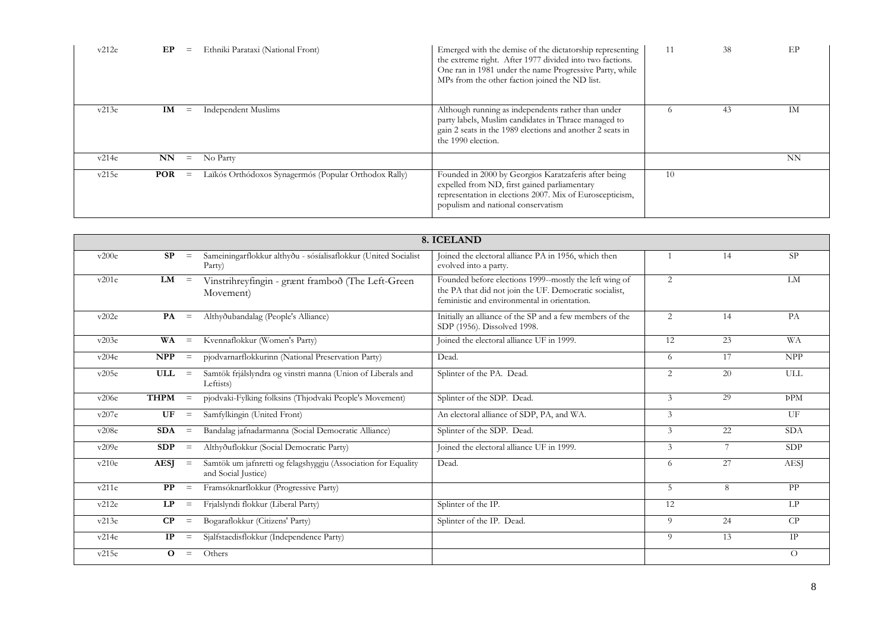| | | | | | | | |
|---|---|---|---|---|---|---|---|
| v212e | **EP** | = | Ethniki Parataxi (National Front) | Emerged with the demise of the dictatorship representing the extreme right. After 1977 divided into two factions. One ran in 1981 under the name Progressive Party, while MPs from the other faction joined the ND list. | 11 | 38 | EP |
| v213e | **IM** | = | Independent Muslims | Although running as independents rather than under party labels, Muslim candidates in Thrace managed to gain 2 seats in the 1989 elections and another 2 seats in the 1990 election. | 6 | 43 | IM |
| v214e | **NN** | = | No Party | | | | NN |
| v215e | **POR** | = | Laïkós Orthódoxos Synagermós (Popular Orthodox Rally) | Founded in 2000 by Georgios Karatzaferis after being expelled from ND, first gained parliamentary representation in elections 2007. Mix of Euroscepticism, populism and national conservatism | 10 | | |

| **8. ICELAND** | | | | | | | |
|---|---|---|---|---|---|---|---|
| v200e | **SP** | = | Sameiningarflokkur althyðu - sósíalisaflokkur (United Socialist Party) | Joined the electoral alliance PA in 1956, which then evolved into a party. | 1 | 14 | SP |
| v201e | **LM** | = | Vinstrihreyfingin - grænt framboð (The Left-Green Movement) | Founded before elections 1999--mostly the left wing of the PA that did not join the UF. Democratic socialist, feministic and environmental in orientation. | 2 | | LM |
| v202e | **PA** | = | Althyðubandalag (People's Alliance) | Initially an alliance of the SP and a few members of the SDP (1956). Dissolved 1998. | 2 | 14 | PA |
| v203e | **WA** | = | Kvennaflokkur (Women's Party) | Joined the electoral alliance UF in 1999. | 12 | 23 | WA |
| v204e | **NPP** | = | þjodvarnarflokkurinn (National Preservation Party) | Dead. | 6 | 17 | NPP |
| v205e | **ULL** | = | Samtök frjálslyndra og vinstri manna (Union of Liberals and Leftists) | Splinter of the PA. Dead. | 2 | 20 | ULL |
| v206e | **THPM** | = | þjodvaki-Fylking folksins (Thjodvaki People's Movement) | Splinter of the SDP. Dead. | 3 | 29 | ÞPM |
| v207e | **UF** | = | Samfylkingin (United Front) | An electoral alliance of SDP, PA, and WA. | 3 | | UF |
| v208e | **SDA** | = | Bandalag jafnadarmanna (Social Democratic Alliance) | Splinter of the SDP. Dead. | 3 | 22 | SDA |
| v209e | **SDP** | = | Althyðuflokkur (Social Democratic Party) | Joined the electoral alliance UF in 1999. | 3 | 7 | SDP |
| v210e | **AESJ** | = | Samtök um jafnretti og felagshyggju (Association for Equality and Social Justice) | Dead. | 6 | 27 | AESJ |
| v211e | **PP** | = | Framsóknarflokkur (Progressive Party) | | 5 | 8 | PP |
| v212e | **LP** | = | Frjalslyndi flokkur (Liberal Party) | Splinter of the IP. | 12 | | LP |
| v213e | **CP** | = | Bogaraflokkur (Citizens' Party) | Splinter of the IP. Dead. | 9 | 24 | CP |
| v214e | **IP** | = | Sjalfstaedisflokkur (Independence Party) | | 9 | 13 | IP |
| v215e | **O** | = | Others | | | | O |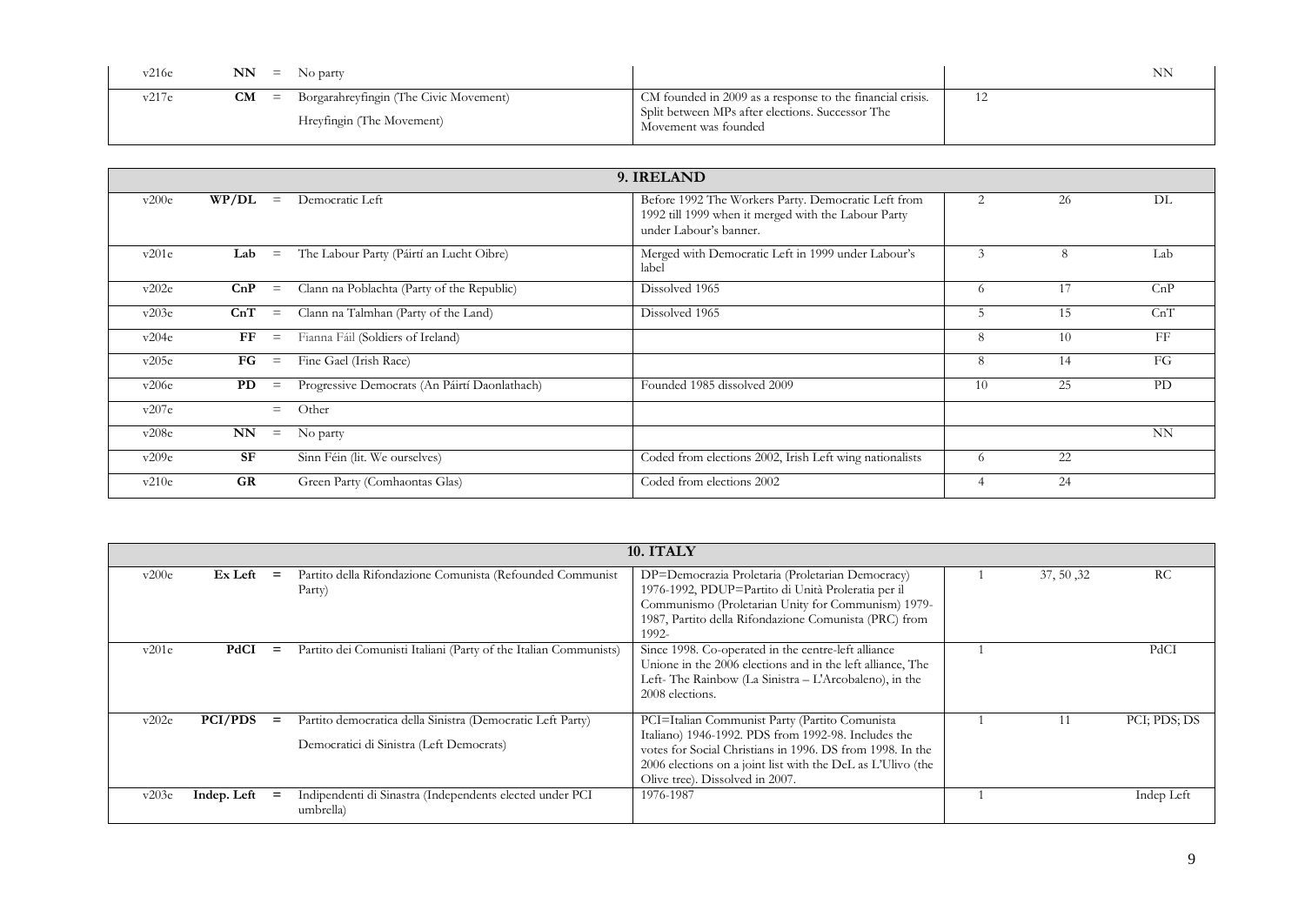| | | | | | | | |
|---|---|---|---|---|---|---|---|
| v216e | **NN** | = | No party | | | | NN |
| v217e | **CM** | = | Borgarahreyfingin (The Civic Movement)<br>Hreyfingin (The Movement) | CM founded in 2009 as a response to the financial crisis. Split between MPs after elections. Successor The Movement was founded | 12 | | |

| **9. IRELAND** | | | | | | | |
|---|---|---|---|---|---|---|---|
| v200e | **WP/DL** | = | Democratic Left | Before 1992 The Workers Party. Democratic Left from 1992 till 1999 when it merged with the Labour Party under Labour's banner. | 2 | 26 | DL |
| v201e | **Lab** | = | The Labour Party (Páirtí an Lucht Oibre) | Merged with Democratic Left in 1999 under Labour's label | 3 | 8 | Lab |
| v202e | **CnP** | = | Clann na Poblachta (Party of the Republic) | Dissolved 1965 | 6 | 17 | CnP |
| v203e | **CnT** | = | Clann na Talmhan (Party of the Land) | Dissolved 1965 | 5 | 15 | CnT |
| v204e | **FF** | = | Fianna Fáil (Soldiers of Ireland) | | 8 | 10 | FF |
| v205e | **FG** | = | Fine Gael (Irish Race) | | 8 | 14 | FG |
| v206e | **PD** | = | Progressive Democrats (An Páirtí Daonlathach) | Founded 1985 dissolved 2009 | 10 | 25 | PD |
| v207e | | = | Other | | | | |
| v208e | **NN** | = | No party | | | | NN |
| v209e | **SF** | | Sinn Féin (lit. We ourselves) | Coded from elections 2002, Irish Left wing nationalists | 6 | 22 | |
| v210e | **GR** | | Green Party (Comhaontas Glas) | Coded from elections 2002 | 4 | 24 | |

| **10. ITALY** | | | | | | | |
|---|---|---|---|---|---|---|---|
| v200e | **Ex Left** | **=** | Partito della Rifondazione Comunista (Refounded Communist Party) | DP=Democrazia Proletaria (Proletarian Democracy) 1976-1992, PDUP=Partito di Unità Proleratia per il Communismo (Proletarian Unity for Communism) 1979-1987, Partito della Rifondazione Comunista (PRC) from 1992- | 1 | 37, 50 ,32 | RC |
| v201e | **PdCI** | **=** | Partito dei Comunisti Italiani (Party of the Italian Communists) | Since 1998. Co-operated in the centre-left alliance Unione in the 2006 elections and in the left alliance, The Left- The Rainbow (La Sinistra – L'Arcobaleno), in the 2008 elections. | 1 | | PdCI |
| v202e | **PCI/PDS** | **=** | Partito democratica della Sinistra (Democratic Left Party)<br>Democratici di Sinistra (Left Democrats) | PCI=Italian Communist Party (Partito Comunista Italiano) 1946-1992. PDS from 1992-98. Includes the votes for Social Christians in 1996. DS from 1998. In the 2006 elections on a joint list with the DeL as L'Ulivo (the Olive tree). Dissolved in 2007. | 1 | 11 | PCI; PDS; DS |
| v203e | **Indep. Left** | **=** | Indipendenti di Sinastra (Independents elected under PCI umbrella) | 1976-1987 | 1 | | Indep Left |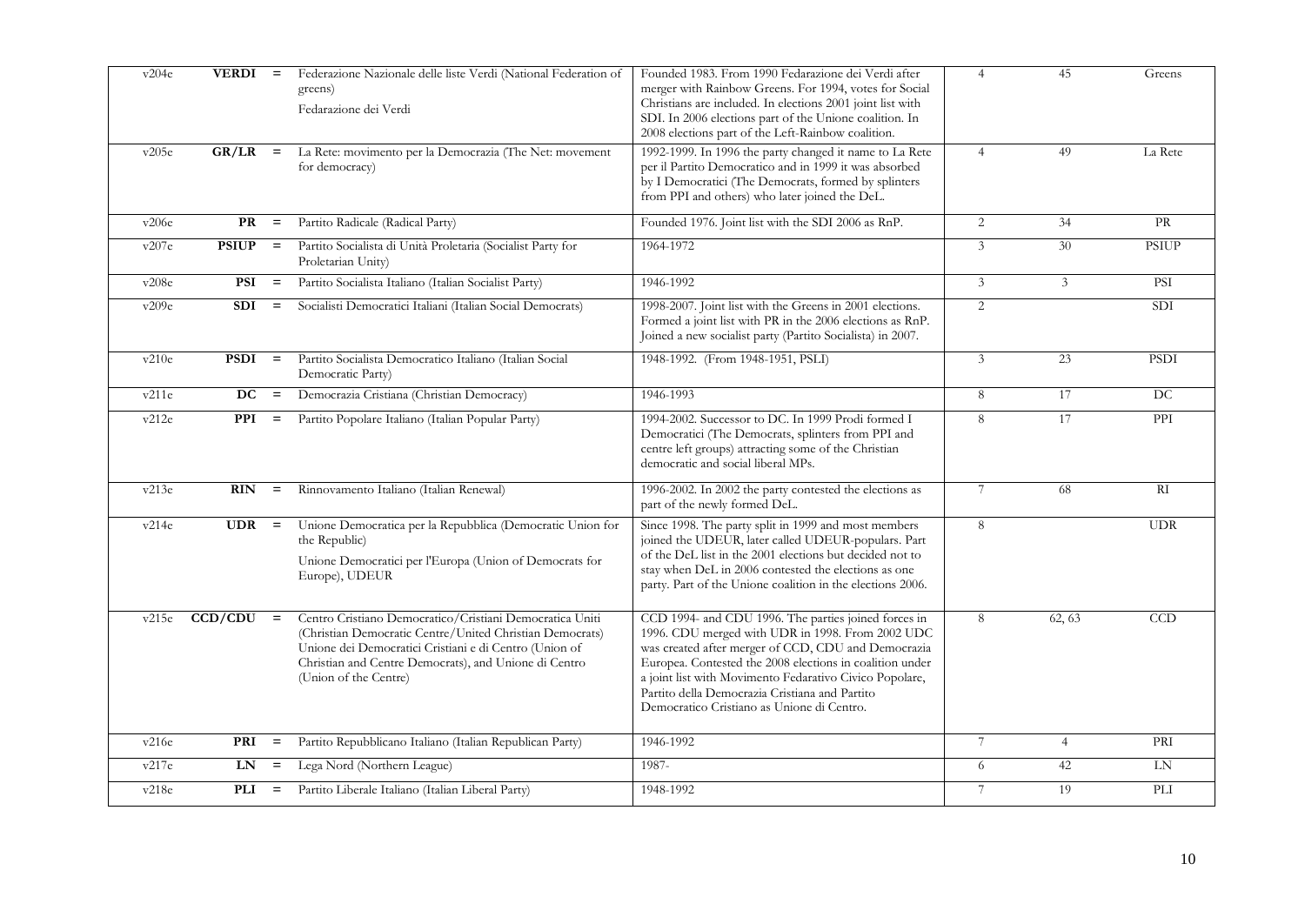| | | | | | | | |
|---|---|---|---|---|---|---|---|
| v204e | **VERDI** | = | Federazione Nazionale delle liste Verdi (National Federation of greens)<br>Fedarazione dei Verdi | Founded 1983. From 1990 Fedarazione dei Verdi after merger with Rainbow Greens. For 1994, votes for Social Christians are included. In elections 2001 joint list with SDI. In 2006 elections part of the Unione coalition. In 2008 elections part of the Left-Rainbow coalition. | 4 | 45 | Greens |
| v205e | **GR/LR** | = | La Rete: movimento per la Democrazia (The Net: movement for democracy) | 1992-1999. In 1996 the party changed it name to La Rete per il Partito Democratico and in 1999 it was absorbed by I Democratici (The Democrats, formed by splinters from PPI and others) who later joined the DeL. | 4 | 49 | La Rete |
| v206e | **PR** | = | Partito Radicale (Radical Party) | Founded 1976. Joint list with the SDI 2006 as RnP. | 2 | 34 | PR |
| v207e | **PSIUP** | = | Partito Socialista di Unità Proletaria (Socialist Party for Proletarian Unity) | 1964-1972 | 3 | 30 | PSIUP |
| v208e | **PSI** | = | Partito Socialista Italiano (Italian Socialist Party) | 1946-1992 | 3 | 3 | PSI |
| v209e | **SDI** | = | Socialisti Democratici Italiani (Italian Social Democrats) | 1998-2007. Joint list with the Greens in 2001 elections. Formed a joint list with PR in the 2006 elections as RnP. Joined a new socialist party (Partito Socialista) in 2007. | 2 | | SDI |
| v210e | **PSDI** | = | Partito Socialista Democratico Italiano (Italian Social Democratic Party) | 1948-1992. (From 1948-1951, PSLI) | 3 | 23 | PSDI |
| v211e | **DC** | = | Democrazia Cristiana (Christian Democracy) | 1946-1993 | 8 | 17 | DC |
| v212e | **PPI** | = | Partito Popolare Italiano (Italian Popular Party) | 1994-2002. Successor to DC. In 1999 Prodi formed I Democratici (The Democrats, splinters from PPI and centre left groups) attracting some of the Christian democratic and social liberal MPs. | 8 | 17 | PPI |
| v213e | **RIN** | = | Rinnovamento Italiano (Italian Renewal) | 1996-2002. In 2002 the party contested the elections as part of the newly formed DeL. | 7 | 68 | RI |
| v214e | **UDR** | = | Unione Democratica per la Repubblica (Democratic Union for the Republic)<br>Unione Democratici per l'Europa (Union of Democrats for Europe), UDEUR | Since 1998. The party split in 1999 and most members joined the UDEUR, later called UDEUR-populars. Part of the DeL list in the 2001 elections but decided not to stay when DeL in 2006 contested the elections as one party. Part of the Unione coalition in the elections 2006. | 8 | | UDR |
| v215e | **CCD/CDU** | = | Centro Cristiano Democratico/Cristiani Democratica Uniti (Christian Democratic Centre/United Christian Democrats) Unione dei Democratici Cristiani e di Centro (Union of Christian and Centre Democrats), and Unione di Centro (Union of the Centre) | CCD 1994- and CDU 1996. The parties joined forces in 1996. CDU merged with UDR in 1998. From 2002 UDC was created after merger of CCD, CDU and Democrazia Europea. Contested the 2008 elections in coalition under a joint list with Movimento Fedarativo Civico Popolare, Partito della Democrazia Cristiana and Partito Democratico Cristiano as Unione di Centro. | 8 | 62, 63 | CCD |
| v216e | **PRI** | = | Partito Repubblicano Italiano (Italian Republican Party) | 1946-1992 | 7 | 4 | PRI |
| v217e | **LN** | = | Lega Nord (Northern League) | 1987- | 6 | 42 | LN |
| v218e | **PLI** | = | Partito Liberale Italiano (Italian Liberal Party) | 1948-1992 | 7 | 19 | PLI |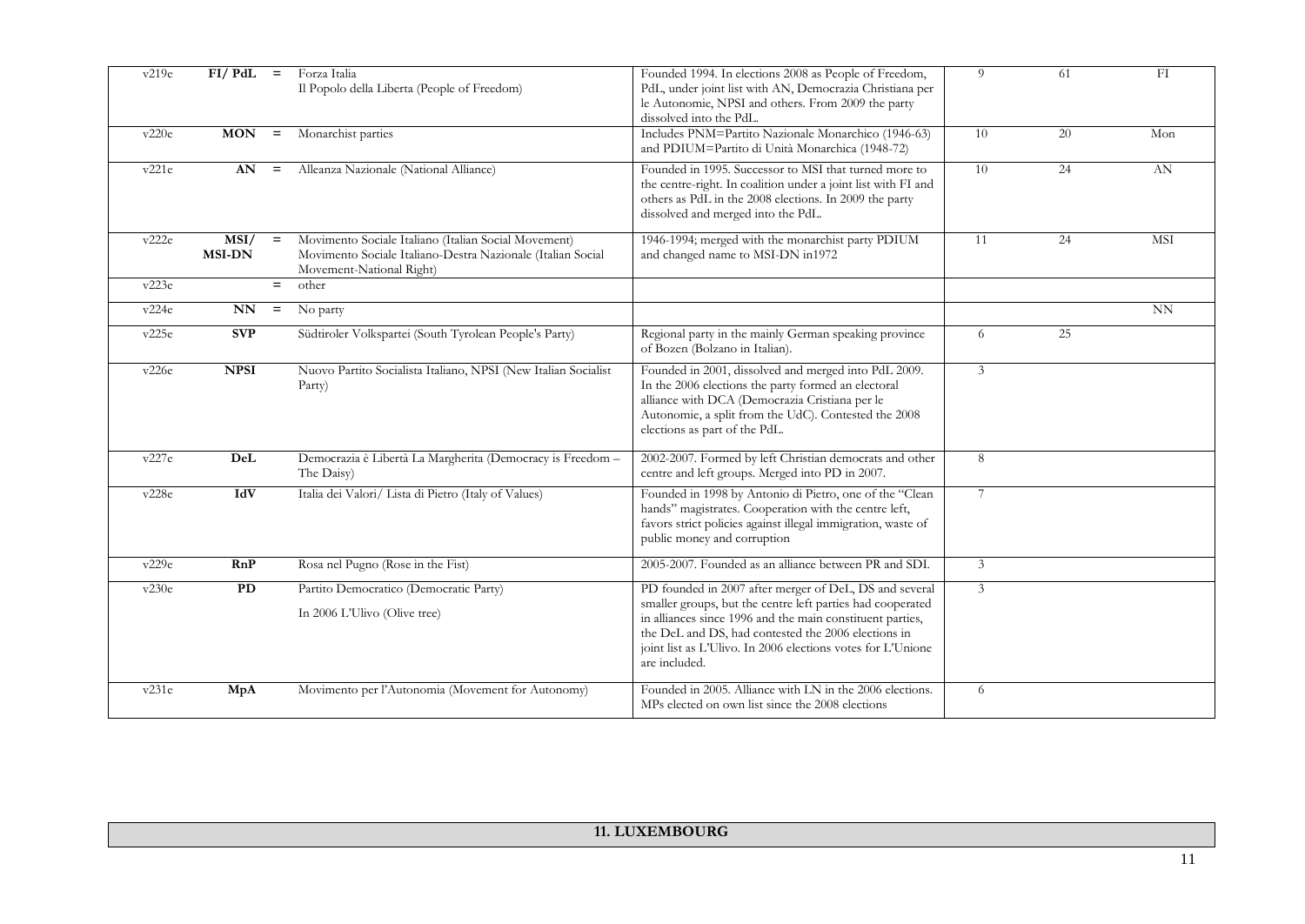| | | | | | | | |
|---|---|---|---|---|---|---|---|
| v219e | **FI/ PdL** | = | Forza Italia<br>Il Popolo della Liberta (People of Freedom) | Founded 1994. In elections 2008 as People of Freedom, PdL, under joint list with AN, Democrazia Christiana per le Autonomie, NPSI and others. From 2009 the party dissolved into the PdL. | 9 | 61 | FI |
| v220e | **MON** | = | Monarchist parties | Includes PNM=Partito Nazionale Monarchico (1946-63) and PDIUM=Partito di Unità Monarchica (1948-72) | 10 | 20 | Mon |
| v221e | **AN** | = | Alleanza Nazionale (National Alliance) | Founded in 1995. Successor to MSI that turned more to the centre-right. In coalition under a joint list with FI and others as PdL in the 2008 elections. In 2009 the party dissolved and merged into the PdL. | 10 | 24 | AN |
| v222e | **MSI/ MSI-DN** | = | Movimento Sociale Italiano (Italian Social Movement)<br>Movimento Sociale Italiano-Destra Nazionale (Italian Social Movement-National Right) | 1946-1994; merged with the monarchist party PDIUM and changed name to MSI-DN in1972 | 11 | 24 | MSI |
| v223e | | = | other | | | | |
| v224e | **NN** | = | No party | | | | NN |
| v225e | **SVP** | | Südtiroler Volkspartei (South Tyrolean People's Party) | Regional party in the mainly German speaking province of Bozen (Bolzano in Italian). | 6 | 25 | |
| v226e | **NPSI** | | Nuovo Partito Socialista Italiano, NPSI (New Italian Socialist Party) | Founded in 2001, dissolved and merged into PdL 2009. In the 2006 elections the party formed an electoral alliance with DCA (Democrazia Cristiana per le Autonomie, a split from the UdC). Contested the 2008 elections as part of the PdL. | 3 | | |
| v227e | **DeL** | | Democrazia è Libertà La Margherita (Democracy is Freedom – The Daisy) | 2002-2007. Formed by left Christian democrats and other centre and left groups. Merged into PD in 2007. | 8 | | |
| v228e | **IdV** | | Italia dei Valori/ Lista di Pietro (Italy of Values) | Founded in 1998 by Antonio di Pietro, one of the "Clean hands" magistrates. Cooperation with the centre left, favors strict policies against illegal immigration, waste of public money and corruption | 7 | | |
| v229e | **RnP** | | Rosa nel Pugno (Rose in the Fist) | 2005-2007. Founded as an alliance between PR and SDI. | 3 | | |
| v230e | **PD** | | Partito Democratico (Democratic Party)<br>In 2006 L'Ulivo (Olive tree) | PD founded in 2007 after merger of DeL, DS and several smaller groups, but the centre left parties had cooperated in alliances since 1996 and the main constituent parties, the DeL and DS, had contested the 2006 elections in joint list as L'Ulivo. In 2006 elections votes for L'Unione are included. | 3 | | |
| v231e | **MpA** | | Movimento per l'Autonomia (Movement for Autonomy) | Founded in 2005. Alliance with LN in the 2006 elections. MPs elected on own list since the 2008 elections | 6 | | |

## 11. LUXEMBOURG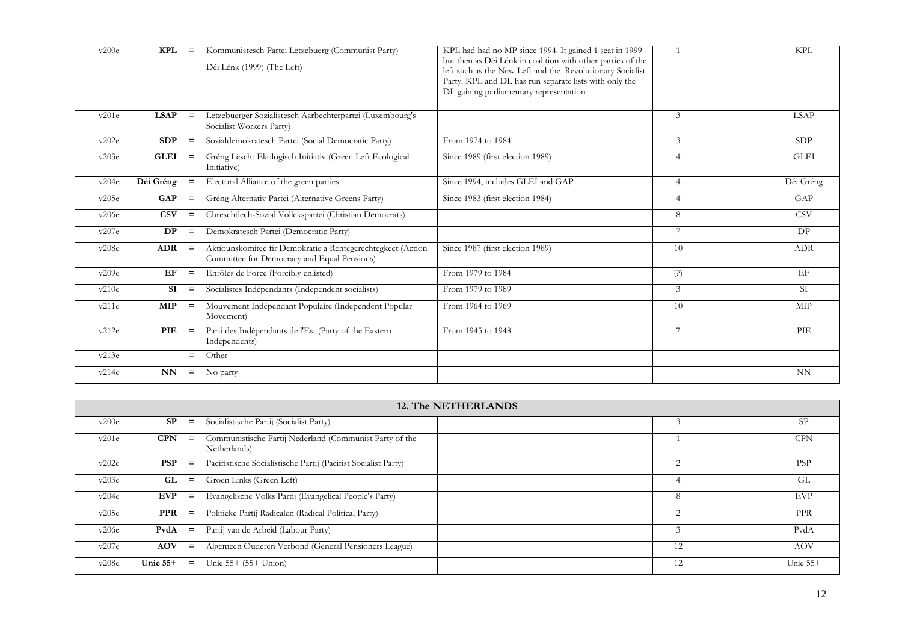| | | | | | | |
|---|---|---|---|---|---|---|
| v200e | **KPL** | = | Kommunistesch Partei Lëtzebuerg (Communist Party)<br>Déi Lénk (1999) (The Left) | KPL had had no MP since 1994. It gained 1 seat in 1999 but then as Déi Lénk in coalition with other parties of the left such as the New Left and the Revolutionary Socialist Party. KPL and DL has run separate lists with only the DL gaining parliamentary representation | 1 | KPL |
| v201e | **LSAP** | = | Lëtzebuerger Sozialistesch Aarbechterpartei (Luxembourg's Socialist Workers Party) | | 3 | LSAP |
| v202e | **SDP** | = | Sozialdemokratesch Partei (Social Democratic Party) | From 1974 to 1984 | 3 | SDP |
| v203e | **GLEI** | = | Gréng Lëscht Ekologisch Initiativ (Green Left Ecological Initiative) | Since 1989 (first election 1989) | 4 | GLEI |
| v204e | **Déi Gréng** | = | Electoral Alliance of the green parties | Since 1994, includes GLEI and GAP | 4 | Déi Gréng |
| v205e | **GAP** | = | Gréng Alternativ Partei (Alternative Greens Party) | Since 1983 (first election 1984) | 4 | GAP |
| v206e | **CSV** | = | Chrëschtlech-Sozial Vollekspartei (Christian Democrats) | | 8 | CSV |
| v207e | **DP** | = | Demokratesch Partei (Democratic Party) | | 7 | DP |
| v208e | **ADR** | = | Aktiounskomitee fir Demokratie a Rentegerechtegkeet (Action Committee for Democracy and Equal Pensions) | Since 1987 (first election 1989) | 10 | ADR |
| v209e | **EF** | = | Enrôlés de Force (Forcibly enlisted) | From 1979 to 1984 | (?) | EF |
| v210e | **SI** | = | Socialistes Indépendants (Independent socialists) | From 1979 to 1989 | 3 | SI |
| v211e | **MIP** | = | Mouvement Indépendant Populaire (Independent Popular Movement) | From 1964 to 1969 | 10 | MIP |
| v212e | **PIE** | = | Parti des Indépendants de l'Est (Party of the Eastern Independents) | From 1945 to 1948 | 7 | PIE |
| v213e | | = | Other | | | |
| v214e | **NN** | = | No party | | | NN |

| **12. The NETHERLANDS** | | | | | | |
|---|---|---|---|---|---|---|
| v200e | **SP** | = | Socialistische Partij (Socialist Party) | | 3 | SP |
| v201e | **CPN** | = | Communistische Partij Nederland (Communist Party of the Netherlands) | | 1 | CPN |
| v202e | **PSP** | = | Pacifistische Socialistische Partij (Pacifist Socialist Party) | | 2 | PSP |
| v203e | **GL** | = | Groen Links (Green Left) | | 4 | GL |
| v204e | **EVP** | = | Evangelische Volks Partij (Evangelical People's Party) | | 8 | EVP |
| v205e | **PPR** | = | Politieke Partij Radicalen (Radical Political Party) | | 2 | PPR |
| v206e | **PvdA** | = | Partij van de Arbeid (Labour Party) | | 3 | PvdA |
| v207e | **AOV** | = | Algemeen Ouderen Verbond (General Pensioners League) | | 12 | AOV |
| v208e | **Unie 55+** | = | Unie 55+ (55+ Union) | | 12 | Unie 55+ |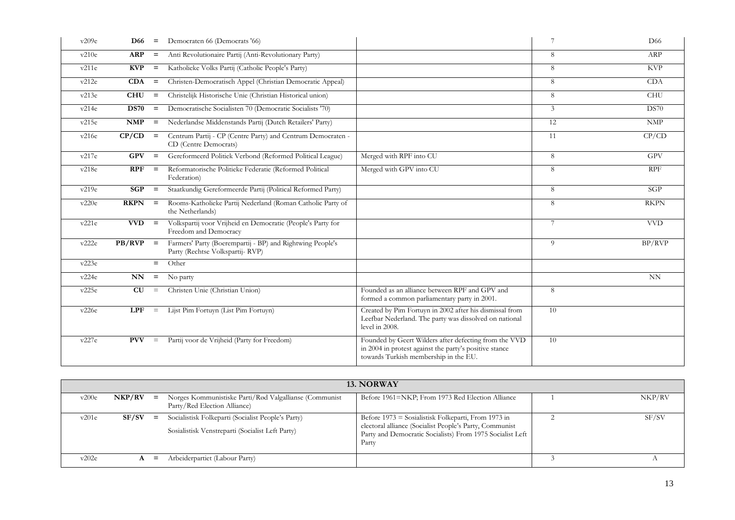| | | | | | | |
|---|---|---|---|---|---|---|
| v209e | **D66** | = | Democraten 66 (Democrats '66) | | 7 | D66 |
| v210e | **ARP** | = | Anti Revolutionaire Partij (Anti-Revolutionary Party) | | 8 | ARP |
| v211e | **KVP** | = | Katholieke Volks Partij (Catholic People's Party) | | 8 | KVP |
| v212e | **CDA** | = | Christen-Democratisch Appel (Christian Democratic Appeal) | | 8 | CDA |
| v213e | **CHU** | = | Christelijk Historische Unie (Christian Historical union) | | 8 | CHU |
| v214e | **DS70** | = | Democratische Socialisten 70 (Democratic Socialists '70) | | 3 | DS70 |
| v215e | **NMP** | = | Nederlandse Middenstands Partij (Dutch Retailers' Party) | | 12 | NMP |
| v216e | **CP/CD** | = | Centrum Partij - CP (Centre Party) and Centrum Democraten - CD (Centre Democrats) | | 11 | CP/CD |
| v217e | **GPV** | = | Gereformeerd Politiek Verbond (Reformed Political League) | Merged with RPF into CU | 8 | GPV |
| v218e | **RPF** | = | Reformatorische Politieke Federatie (Reformed Political Federation) | Merged with GPV into CU | 8 | RPF |
| v219e | **SGP** | = | Staatkundig Gereformeerde Partij (Political Reformed Party) | | 8 | SGP |
| v220e | **RKPN** | = | Rooms-Katholieke Partij Nederland (Roman Catholic Party of the Netherlands) | | 8 | RKPN |
| v221e | **VVD** | = | Volkspartij voor Vrijheid en Democratie (People's Party for Freedom and Democracy | | 7 | VVD |
| v222e | **PB/RVP** | = | Farmers' Party (Boerempartij - BP) and Rightwing People's Party (Rechtse Volkspartij- RVP) | | 9 | BP/RVP |
| v223e | | = | Other | | | |
| v224e | **NN** | = | No party | | | NN |
| v225e | **CU** | = | Christen Unie (Christian Union) | Founded as an alliance between RPF and GPV and formed a common parliamentary party in 2001. | 8 | |
| v226e | **LPF** | = | Lijst Pim Fortuyn (List Pim Fortuyn) | Created by Pim Fortuyn in 2002 after his dismissal from Leefbar Nederland. The party was dissolved on national level in 2008. | 10 | |
| v227e | **PVV** | = | Partij voor de Vrijheid (Party for Freedom) | Founded by Geert Wilders after defecting from the VVD in 2004 in protest against the party's positive stance towards Turkish membership in the EU. | 10 | |

| **13. NORWAY** | | | | | | |
|---|---|---|---|---|---|---|
| v200e | **NKP/RV** | = | Norges Kommunistiske Parti/Rød Valgallianse (Communist Party/Red Election Alliance) | Before 1961=NKP; From 1973 Red Election Alliance | 1 | NKP/RV |
| v201e | **SF/SV** | = | Socialistisk Folkeparti (Socialist People's Party)<br>Sosialistisk Venstreparti (Socialist Left Party) | Before 1973 = Sosialistisk Folkeparti, From 1973 in electoral alliance (Socialist People's Party, Communist Party and Democratic Socialists) From 1975 Socialist Left Party | 2 | SF/SV |
| v202e | **A** | = | Arbeiderpartiet (Labour Party) | | 3 | A |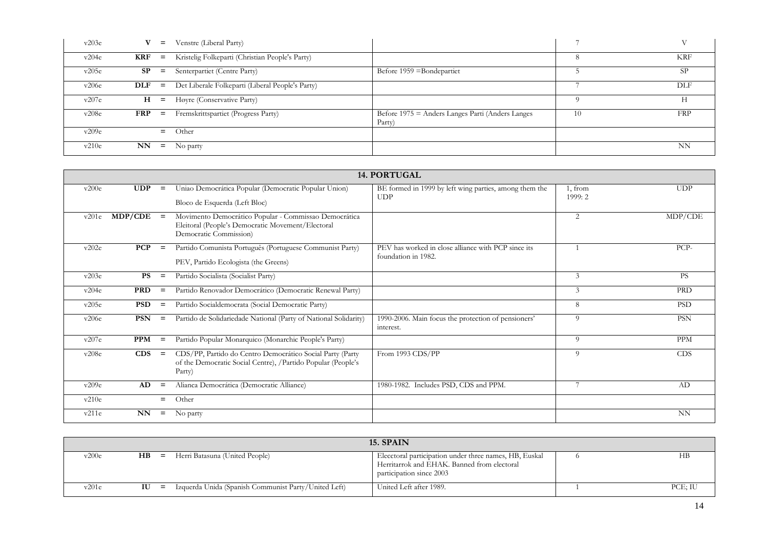| | | | | | | |
|---|---|---|---|---|---|---|
| v203e | **V** | = | Venstre (Liberal Party) | | 7 | V |
| v204e | **KRF** | = | Kristelig Folkeparti (Christian People's Party) | | 8 | KRF |
| v205e | **SP** | = | Senterpartiet (Centre Party) | Before 1959 =Bondepartiet | 5 | SP |
| v206e | **DLF** | = | Det Liberale Folkeparti (Liberal People's Party) | | 7 | DLF |
| v207e | **H** | = | Høyre (Conservative Party) | | 9 | H |
| v208e | **FRP** | = | Fremskrittspartiet (Progress Party) | Before 1975 = Anders Langes Parti (Anders Langes Party) | 10 | FRP |
| v209e | | = | Other | | | |
| v210e | **NN** | = | No party | | | NN |

| **14. PORTUGAL** | | | | | | |
|---|---|---|---|---|---|---|
| v200e | **UDP** | = | Uniao Democrática Popular (Democratic Popular Union)<br>Bloco de Esquerda (Left Bloc) | BE formed in 1999 by left wing parties, among them the UDP | 1, from 1999: 2 | UDP |
| v201e | **MDP/CDE** | = | Movimento Democrático Popular - Commissao Democrática Eleitoral (People's Democratic Movement/Electoral Democratic Commission) | | 2 | MDP/CDE |
| v202e | **PCP** | = | Partido Comunista Português (Portuguese Communist Party)<br>PEV, Partido Ecologista (the Greens) | PEV has worked in close alliance with PCP since its foundation in 1982. | 1 | PCP- |
| v203e | **PS** | = | Partido Socialista (Socialist Party) | | 3 | PS |
| v204e | **PRD** | = | Partido Renovador Democrático (Democratic Renewal Party) | | 3 | PRD |
| v205e | **PSD** | = | Partido Socialdemocrata (Social Democratic Party) | | 8 | PSD |
| v206e | **PSN** | = | Partido de Solidariedade National (Party of National Solidarity) | 1990-2006. Main focus the protection of pensioners' interest. | 9 | PSN |
| v207e | **PPM** | = | Partido Popular Monarquico (Monarchic People's Party) | | 9 | PPM |
| v208e | **CDS** | = | CDS/PP, Partido do Centro Democrático Social Party (Party of the Democratic Social Centre), /Partido Popular (People's Party) | From 1993 CDS/PP | 9 | CDS |
| v209e | **AD** | = | Alianca Democrática (Democratic Alliance) | 1980-1982. Includes PSD, CDS and PPM. | 7 | AD |
| v210e | | = | Other | | | |
| v211e | **NN** | = | No party | | | NN |

| **15. SPAIN** | | | | | | |
|---|---|---|---|---|---|---|
| v200e | **HB** | = | Herri Batasuna (United People) | Elecctoral participation under three names, HB, Euskal Herritarrok and EHAK. Banned from electoral participation since 2003 | 6 | HB |
| v201e | **IU** | = | Izquerda Unida (Spanish Communist Party/United Left) | United Left after 1989. | 1 | PCE; IU |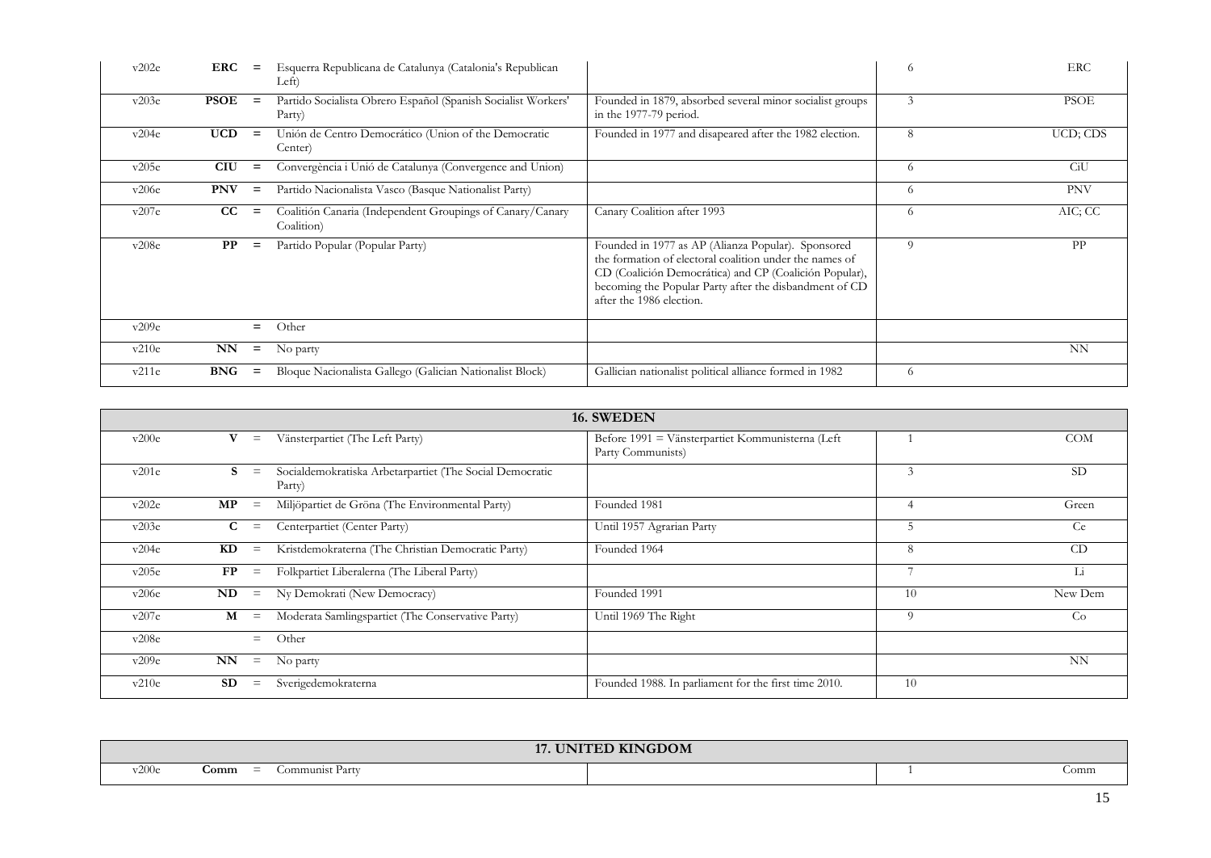| | | | | | |
|---|---|---|---|---|---|
| v202e | **ERC** = | Esquerra Republicana de Catalunya (Catalonia's Republican Left) | | 6 | ERC |
| v203e | **PSOE** = | Partido Socialista Obrero Español (Spanish Socialist Workers' Party) | Founded in 1879, absorbed several minor socialist groups in the 1977-79 period. | 3 | PSOE |
| v204e | **UCD** = | Unión de Centro Democrático (Union of the Democratic Center) | Founded in 1977 and disapeared after the 1982 election. | 8 | UCD; CDS |
| v205e | **CIU** = | Convergència i Unió de Catalunya (Convergence and Union) | | 6 | CiU |
| v206e | **PNV** = | Partido Nacionalista Vasco (Basque Nationalist Party) | | 6 | PNV |
| v207e | **CC** = | Coalitión Canaria (Independent Groupings of Canary/Canary Coalition) | Canary Coalition after 1993 | 6 | AIC; CC |
| v208e | **PP** = | Partido Popular (Popular Party) | Founded in 1977 as AP (Alianza Popular). Sponsored the formation of electoral coalition under the names of CD (Coalición Democrática) and CP (Coalición Popular), becoming the Popular Party after the disbandment of CD after the 1986 election. | 9 | PP |
| v209e | = | Other | | | |
| v210e | **NN** = | No party | | | NN |
| v211e | **BNG** = | Bloque Nacionalista Gallego (Galician Nationalist Block) | Gallician nationalist political alliance formed in 1982 | 6 | |

| **16. SWEDEN** | | | | | |
|---|---|---|---|---|---|
| v200e | **V** = | Vänsterpartiet (The Left Party) | Before 1991 = Vänsterpartiet Kommunisterna (Left Party Communists) | 1 | COM |
| v201e | **S** = | Socialdemokratiska Arbetarpartiet (The Social Democratic Party) | | 3 | SD |
| v202e | **MP** = | Miljöpartiet de Gröna (The Environmental Party) | Founded 1981 | 4 | Green |
| v203e | **C** = | Centerpartiet (Center Party) | Until 1957 Agrarian Party | 5 | Ce |
| v204e | **KD** = | Kristdemokraterna (The Christian Democratic Party) | Founded 1964 | 8 | CD |
| v205e | **FP** = | Folkpartiet Liberalerna (The Liberal Party) | | 7 | Li |
| v206e | **ND** = | Ny Demokrati (New Democracy) | Founded 1991 | 10 | New Dem |
| v207e | **M** = | Moderata Samlingspartiet (The Conservative Party) | Until 1969 The Right | 9 | Co |
| v208e | = | Other | | | |
| v209e | **NN** = | No party | | | NN |
| v210e | **SD** = | Sverigedemokraterna | Founded 1988. In parliament for the first time 2010. | 10 | |

| **17. UNITED KINGDOM** | | | | | |
|---|---|---|---|---|---|
| v200e | **Comm** = | Communist Party | | 1 | Comm |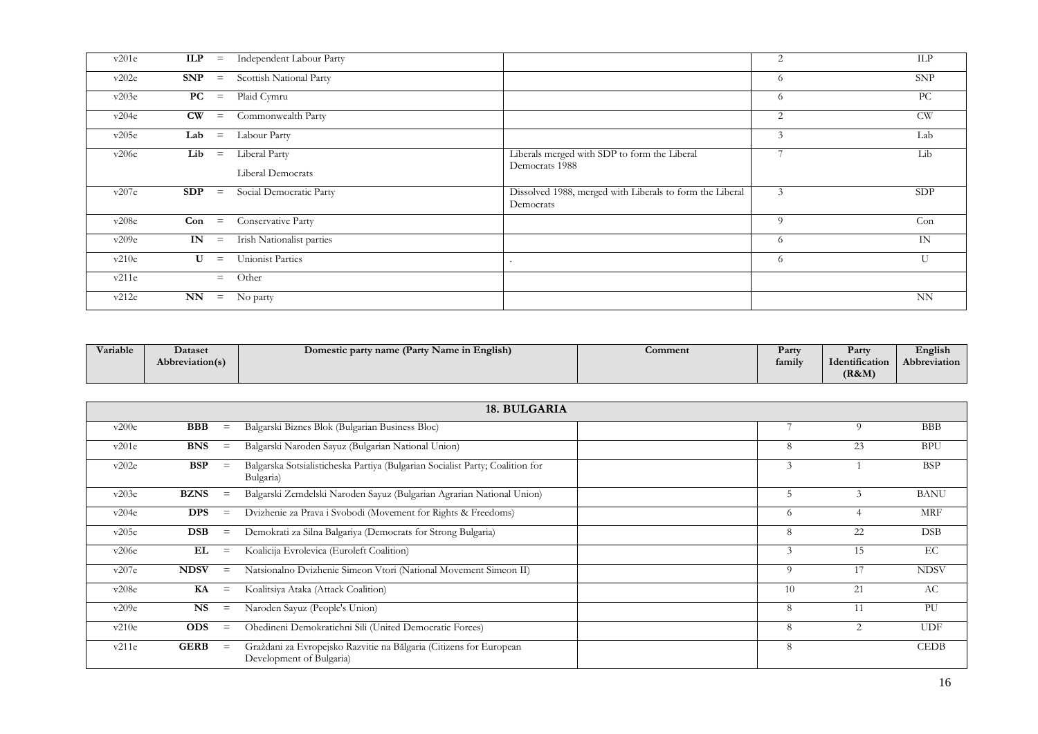| Variable | Dataset Abbreviation(s) | Domestic party name (Party Name in English) | Comment | Party family | Party Identification (R&M) | English Abbreviation |
|---|---|---|---|---|---|---|
| v201e | **ILP** = | Independent Labour Party | | 2 | | ILP |
| v202e | **SNP** = | Scottish National Party | | 6 | | SNP |
| v203e | **PC** = | Plaid Cymru | | 6 | | PC |
| v204e | **CW** = | Commonwealth Party | | 2 | | CW |
| v205e | **Lab** = | Labour Party | | 3 | | Lab |
| v206e | **Lib** = | Liberal Party<br>Liberal Democrats | Liberals merged with SDP to form the Liberal Democrats 1988 | 7 | | Lib |
| v207e | **SDP** = | Social Democratic Party | Dissolved 1988, merged with Liberals to form the Liberal Democrats | 3 | | SDP |
| v208e | **Con** = | Conservative Party | | 9 | | Con |
| v209e | **IN** = | Irish Nationalist parties | | 6 | | IN |
| v210e | **U** = | Unionist Parties | . | 6 | | U |
| v211e | = | Other | | | | |
| v212e | **NN** = | No party | | | | NN |

| Variable | Dataset Abbreviation(s) | Domestic party name (Party Name in English) | Comment | Party family | Party Identification (R&M) | English Abbreviation |
|---|---|---|---|---|---|---|
| | | **18. BULGARIA** | | | | |
| v200e | **BBB** = | Balgarski Biznes Blok (Bulgarian Business Bloc) | | 7 | 9 | BBB |
| v201e | **BNS** = | Balgarski Naroden Sayuz (Bulgarian National Union) | | 8 | 23 | BPU |
| v202e | **BSP** = | Balgarska Sotsialisticheska Partiya (Bulgarian Socialist Party; Coalition for Bulgaria) | | 3 | 1 | BSP |
| v203e | **BZNS** = | Balgarski Zemdelski Naroden Sayuz (Bulgarian Agrarian National Union) | | 5 | 3 | BANU |
| v204e | **DPS** = | Dvizhenie za Prava i Svobodi (Movement for Rights & Freedoms) | | 6 | 4 | MRF |
| v205e | **DSB** = | Demokrati za Silna Balgariya (Democrats for Strong Bulgaria) | | 8 | 22 | DSB |
| v206e | **EL** = | Koalicija Evrolevica (Euroleft Coalition) | | 3 | 15 | EC |
| v207e | **NDSV** = | Natsionalno Dvizhenie Simeon Vtori (National Movement Simeon II) | | 9 | 17 | NDSV |
| v208e | **KA** = | Koalitsiya Ataka (Attack Coalition) | | 10 | 21 | AC |
| v209e | **NS** = | Naroden Sayuz (People's Union) | | 8 | 11 | PU |
| v210e | **ODS** = | Obedineni Demokratichni Sili (United Democratic Forces) | | 8 | 2 | UDF |
| v211e | **GERB** = | Graždani za Evropejsko Razvitie na Bălgarija (Citizens for European Development of Bulgaria) | | 8 | | CEDB |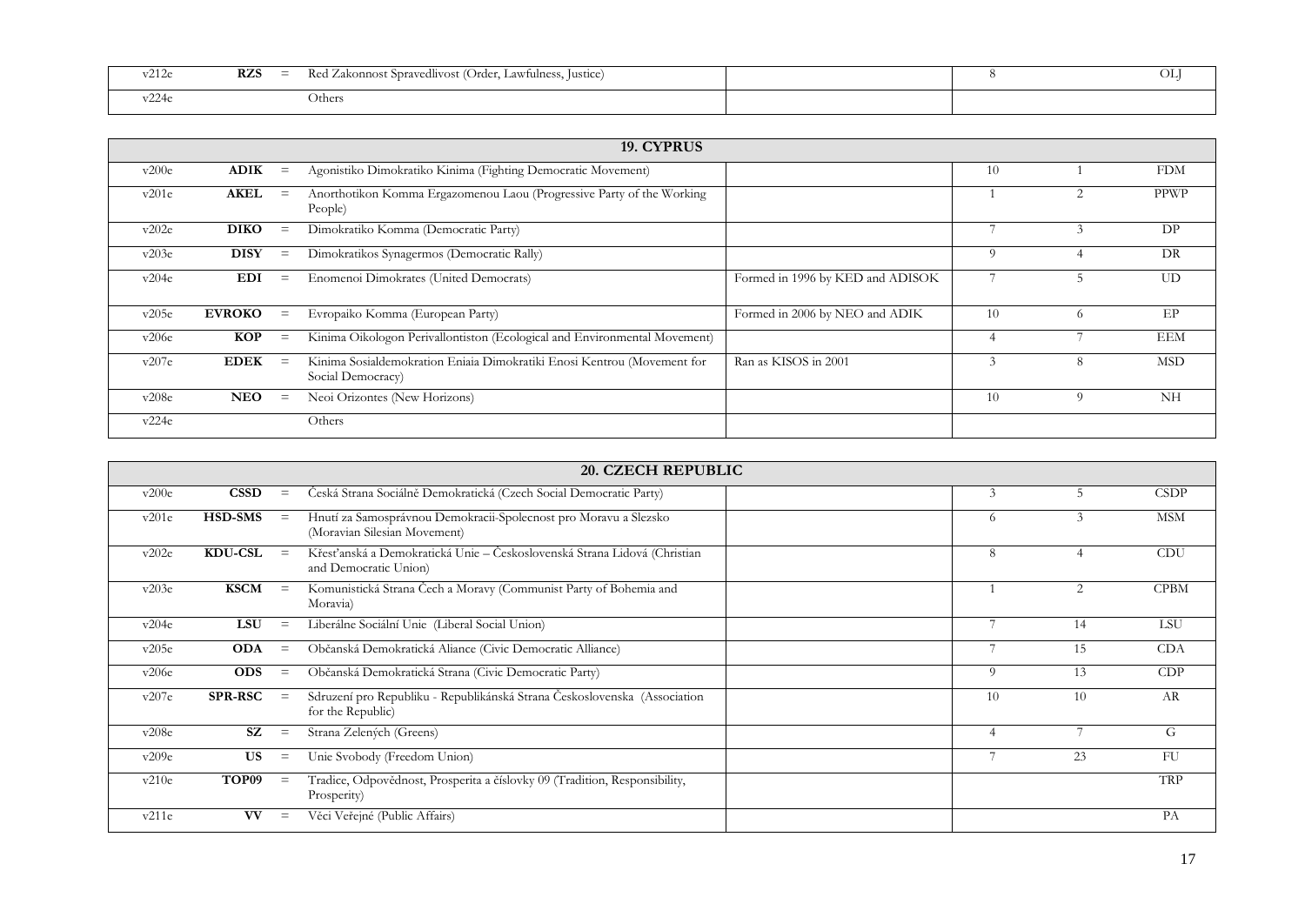| | | | | | | | |
|---|---|---|---|---|---|---|---|
| v212e | **RZS** | = | Red Zakonnost Spravedlivost (Order, Lawfulness, Justice) | | 8 | | OLJ |
| v224e | | | Others | | | | |

| **19. CYPRUS** | | | | | | | |
|---|---|---|---|---|---|---|---|
| v200e | **ADIK** | = | Agonistiko Dimokratiko Kinima (Fighting Democratic Movement) | | 10 | 1 | FDM |
| v201e | **AKEL** | = | Anorthotikon Komma Ergazomenou Laou (Progressive Party of the Working People) | | 1 | 2 | PPWP |
| v202e | **DIKO** | = | Dimokratiko Komma (Democratic Party) | | 7 | 3 | DP |
| v203e | **DISY** | = | Dimokratikos Synagermos (Democratic Rally) | | 9 | 4 | DR |
| v204e | **EDI** | = | Enomenoi Dimokrates (United Democrats) | Formed in 1996 by KED and ADISOK | 7 | 5 | UD |
| v205e | **EVROKO** | = | Evropaiko Komma (European Party) | Formed in 2006 by NEO and ADIK | 10 | 6 | EP |
| v206e | **KOP** | = | Kinima Oikologon Perivallontiston (Ecological and Environmental Movement) | | 4 | 7 | EEM |
| v207e | **EDEK** | = | Kinima Sosialdemokration Eniaia Dimokratiki Enosi Kentrou (Movement for Social Democracy) | Ran as KISOS in 2001 | 3 | 8 | MSD |
| v208e | **NEO** | = | Neoi Orizontes (New Horizons) | | 10 | 9 | NH |
| v224e | | | Others | | | | |

| **20. CZECH REPUBLIC** | | | | | | | |
|---|---|---|---|---|---|---|---|
| v200e | **CSSD** | = | Česká Strana Sociálně Demokratická (Czech Social Democratic Party) | | 3 | 5 | CSDP |
| v201e | **HSD-SMS** | = | Hnutí za Samosprávnou Demokracii-Spolecnost pro Moravu a Slezsko (Moravian Silesian Movement) | | 6 | 3 | MSM |
| v202e | **KDU-CSL** | = | Křesťanská a Demokratická Unie – Československá Strana Lidová (Christian and Democratic Union) | | 8 | 4 | CDU |
| v203e | **KSCM** | = | Komunistická Strana Čech a Moravy (Communist Party of Bohemia and Moravia) | | 1 | 2 | CPBM |
| v204e | **LSU** | = | Liberálne Sociální Unie (Liberal Social Union) | | 7 | 14 | LSU |
| v205e | **ODA** | = | Občanská Demokratická Aliance (Civic Democratic Alliance) | | 7 | 15 | CDA |
| v206e | **ODS** | = | Občanská Demokratická Strana (Civic Democratic Party) | | 9 | 13 | CDP |
| v207e | **SPR-RSC** | = | Sdruzení pro Republiku - Republikánská Strana Československa (Association for the Republic) | | 10 | 10 | AR |
| v208e | **SZ** | = | Strana Zelených (Greens) | | 4 | 7 | G |
| v209e | **US** | = | Unie Svobody (Freedom Union) | | 7 | 23 | FU |
| v210e | **TOP09** | = | Tradice, Odpovědnost, Prosperita a číslovky 09 (Tradition, Responsibility, Prosperity) | | | | TRP |
| v211e | **VV** | = | Věci Veřejné (Public Affairs) | | | | PA |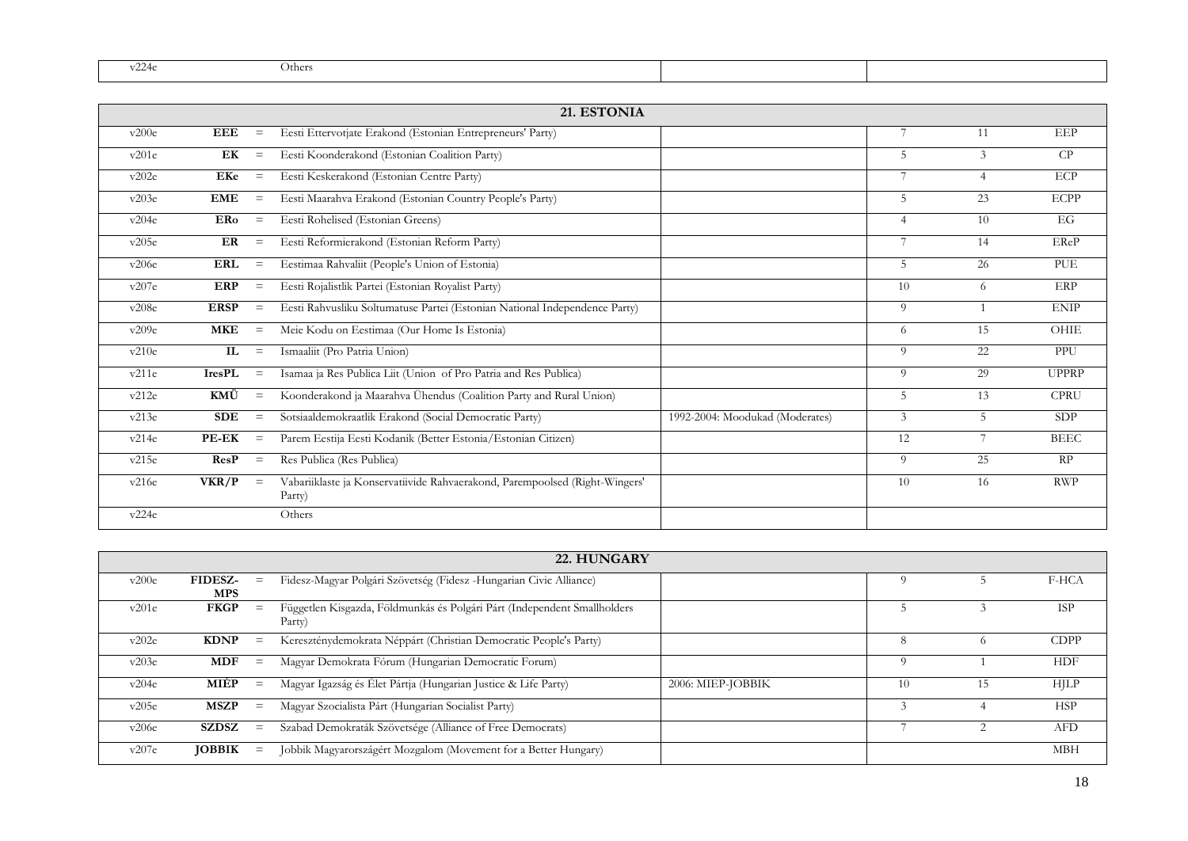| | | | | | | | |
|---|---|---|---|---|---|---|---|
| v224e | | | Others | | | | |

| 21. ESTONIA | | | | | | | |
|---|---|---|---|---|---|---|---|
| v200e | **EEE** | = | Eesti Ettervotjate Erakond (Estonian Entrepreneurs' Party) | | 7 | 11 | EEP |
| v201e | **EK** | = | Eesti Koonderakond (Estonian Coalition Party) | | 5 | 3 | CP |
| v202e | **EKe** | = | Eesti Keskerakond (Estonian Centre Party) | | 7 | 4 | ECP |
| v203e | **EME** | = | Eesti Maarahva Erakond (Estonian Country People's Party) | | 5 | 23 | ECPP |
| v204e | **ERo** | = | Eesti Rohelised (Estonian Greens) | | 4 | 10 | EG |
| v205e | **ER** | = | Eesti Reformierakond (Estonian Reform Party) | | 7 | 14 | EReP |
| v206e | **ERL** | = | Eestimaa Rahvaliit (People's Union of Estonia) | | 5 | 26 | PUE |
| v207e | **ERP** | = | Eesti Rojalistlik Partei (Estonian Royalist Party) | | 10 | 6 | ERP |
| v208e | **ERSP** | = | Eesti Rahvusliku Soltumatuse Partei (Estonian National Independence Party) | | 9 | 1 | ENIP |
| v209e | **MKE** | = | Meie Kodu on Eestimaa (Our Home Is Estonia) | | 6 | 15 | OHIE |
| v210e | **IL** | = | Ismaaliit (Pro Patria Union) | | 9 | 22 | PPU |
| v211e | **IresPL** | = | Isamaa ja Res Publica Liit (Union of Pro Patria and Res Publica) | | 9 | 29 | UPPRP |
| v212e | **KMÜ** | = | Koonderakond ja Maarahva Ühendus (Coalition Party and Rural Union) | | 5 | 13 | CPRU |
| v213e | **SDE** | = | Sotsiaaldemokraatlik Erakond (Social Democratic Party) | 1992-2004: Moodukad (Moderates) | 3 | 5 | SDP |
| v214e | **PE-EK** | = | Parem Eestija Eesti Kodanik (Better Estonia/Estonian Citizen) | | 12 | 7 | BEEC |
| v215e | **ResP** | = | Res Publica (Res Publica) | | 9 | 25 | RP |
| v216e | **VKR/P** | = | Vabariiklaste ja Konservatiivide Rahvaerakond, Parempoolsed (Right-Wingers' Party) | | 10 | 16 | RWP |
| v224e | | | Others | | | | |

| 22. HUNGARY | | | | | | | |
|---|---|---|---|---|---|---|---|
| v200e | **FIDESZ-MPS** | = | Fidesz-Magyar Polgári Szövetség (Fidesz -Hungarian Civic Alliance) | | 9 | 5 | F-HCA |
| v201e | **FKGP** | = | Független Kisgazda, Földmunkás és Polgári Párt (Independent Smallholders Party) | | 5 | 3 | ISP |
| v202e | **KDNP** | = | Kereszténydemokrata Néppárt (Christian Democratic People's Party) | | 8 | 6 | CDPP |
| v203e | **MDF** | = | Magyar Demokrata Fórum (Hungarian Democratic Forum) | | 9 | 1 | HDF |
| v204e | **MIÉP** | = | Magyar Igazság és Élet Pártja (Hungarian Justice & Life Party) | 2006: MIEP-JOBBIK | 10 | 15 | HJLP |
| v205e | **MSZP** | = | Magyar Szocialista Párt (Hungarian Socialist Party) | | 3 | 4 | HSP |
| v206e | **SZDSZ** | = | Szabad Demokraták Szövetsége (Alliance of Free Democrats) | | 7 | 2 | AFD |
| v207e | **JOBBIK** | = | Jobbik Magyarországért Mozgalom (Movement for a Better Hungary) | | | | MBH |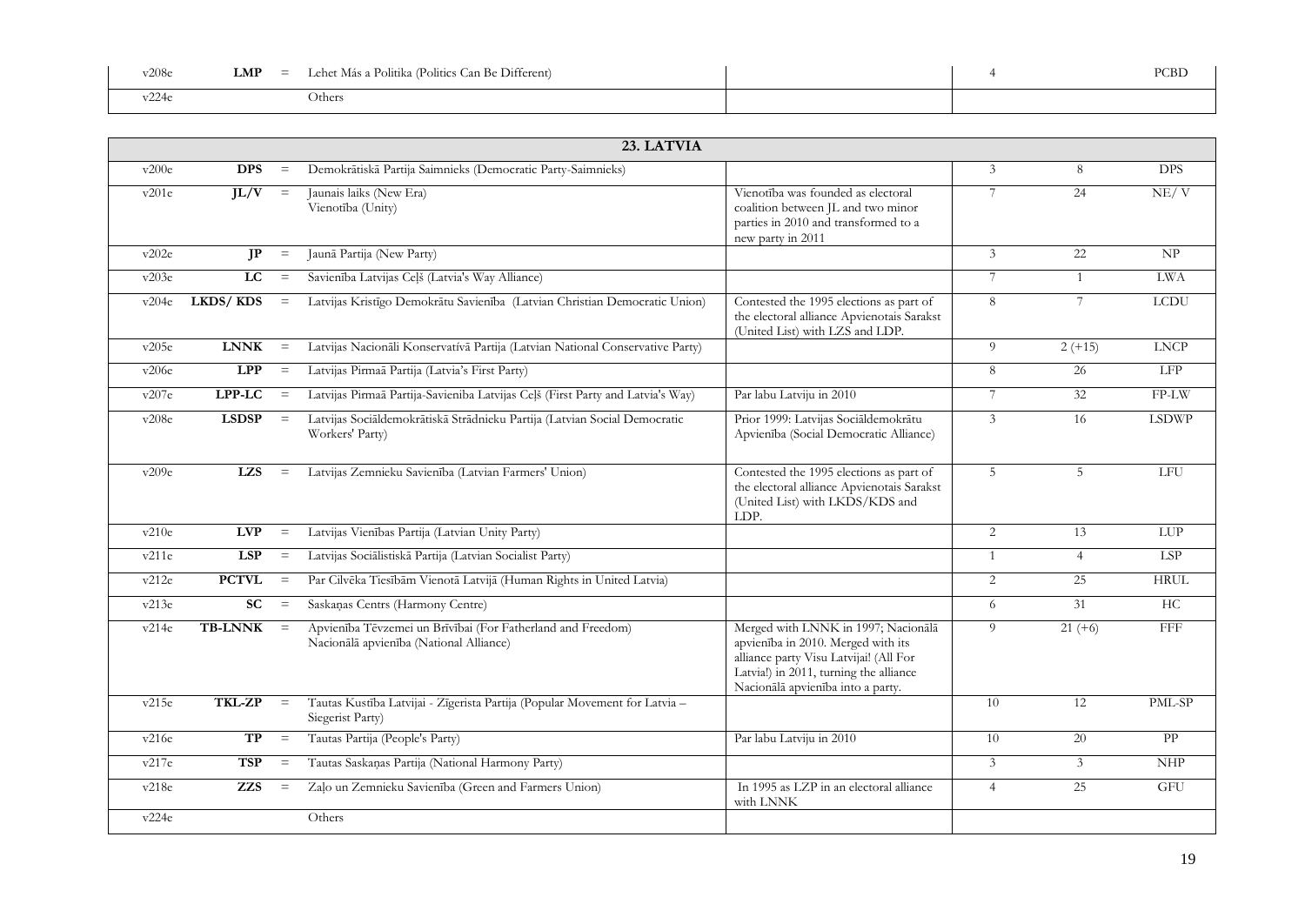| | | | | | | | |
|---|---|---|---|---|---|---|---|
| v208e | **LMP** | = | Lehet Más a Politika (Politics Can Be Different) | | 4 | | PCBD |
| v224e | | | Others | | | | |

| | | | **23. LATVIA** | | | | |
|---|---|---|---|---|---|---|---|
| v200e | **DPS** | = | Demokrātiskā Partija Saimnieks (Democratic Party-Saimnieks) | | 3 | 8 | DPS |
| v201e | **JL/V** | = | Jaunais laiks (New Era)<br>Vienotība (Unity) | Vienotība was founded as electoral coalition between JL and two minor parties in 2010 and transformed to a new party in 2011 | 7 | 24 | NE/ V |
| v202e | **JP** | = | Jaunā Partija (New Party) | | 3 | 22 | NP |
| v203e | **LC** | = | Savienība Latvijas Ceļš (Latvia's Way Alliance) | | 7 | 1 | LWA |
| v204e | **LKDS/ KDS** | = | Latvijas Kristīgo Demokrātu Savienība (Latvian Christian Democratic Union) | Contested the 1995 elections as part of the electoral alliance Apvienotais Sarakst (United List) with LZS and LDP. | 8 | 7 | LCDU |
| v205e | **LNNK** | = | Latvijas Nacionāli Konservatīvā Partija (Latvian National Conservative Party) | | 9 | 2 (+15) | LNCP |
| v206e | **LPP** | = | Latvijas Pirmaā Partija (Latvia's First Party) | | 8 | 26 | LFP |
| v207e | **LPP-LC** | = | Latvijas Pirmaā Partija-Savieniba Latvijas Ceļš (First Party and Latvia's Way) | Par labu Latviju in 2010 | 7 | 32 | FP-LW |
| v208e | **LSDSP** | = | Latvijas Sociāldemokrātiskā Strādnieku Partija (Latvian Social Democratic Workers' Party) | Prior 1999: Latvijas Sociāldemokrātu Apvienība (Social Democratic Alliance) | 3 | 16 | LSDWP |
| v209e | **LZS** | = | Latvijas Zemnieku Savienība (Latvian Farmers' Union) | Contested the 1995 elections as part of the electoral alliance Apvienotais Sarakst (United List) with LKDS/KDS and LDP. | 5 | 5 | LFU |
| v210e | **LVP** | = | Latvijas Vienības Partija (Latvian Unity Party) | | 2 | 13 | LUP |
| v211e | **LSP** | = | Latvijas Sociālistiskā Partija (Latvian Socialist Party) | | 1 | 4 | LSP |
| v212e | **PCTVL** | = | Par Cilvēka Tiesībām Vienotā Latvijā (Human Rights in United Latvia) | | 2 | 25 | HRUL |
| v213e | **SC** | = | Saskaņas Centrs (Harmony Centre) | | 6 | 31 | HC |
| v214e | **TB-LNNK** | = | Apvienība Tēvzemei un Brīvībai (For Fatherland and Freedom)<br>Nacionālā apvienība (National Alliance) | Merged with LNNK in 1997; Nacionālā apvienība in 2010. Merged with its alliance party Visu Latvijai! (All For Latvia!) in 2011, turning the alliance Nacionālā apvienība into a party. | 9 | 21 (+6) | FFF |
| v215e | **TKL-ZP** | = | Tautas Kustība Latvijai - Zīgerista Partija (Popular Movement for Latvia – Siegerist Party) | | 10 | 12 | PML-SP |
| v216e | **TP** | = | Tautas Partija (People's Party) | Par labu Latviju in 2010 | 10 | 20 | PP |
| v217e | **TSP** | = | Tautas Saskaņas Partija (National Harmony Party) | | 3 | 3 | NHP |
| v218e | **ZZS** | = | Zaļo un Zemnieku Savienība (Green and Farmers Union) | In 1995 as LZP in an electoral alliance with LNNK | 4 | 25 | GFU |
| v224e | | | Others | | | | |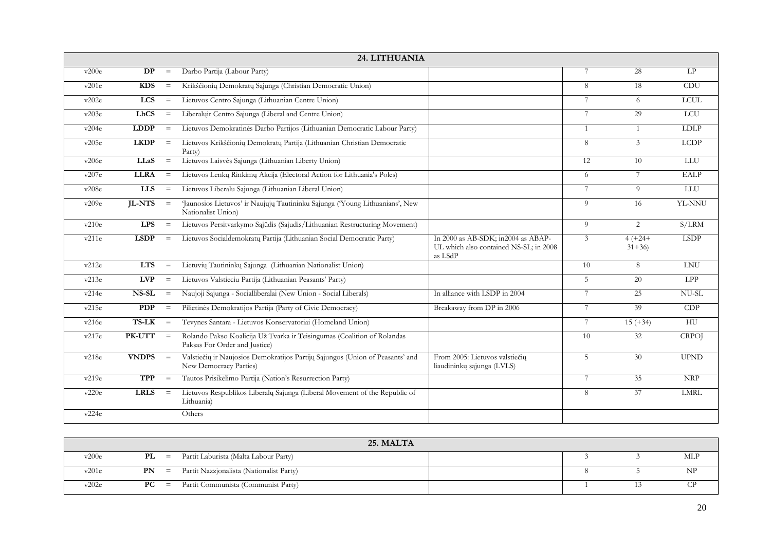| 24. LITHUANIA | | | | | | | |
|---|---|---|---|---|---|---|---|
| v200e | **DP** | = | Darbo Partija (Labour Party) | | 7 | 28 | LP |
| v201e | **KDS** | = | Krikščionių Demokratų Sąjunga (Christian Democratic Union) | | 8 | 18 | CDU |
| v202e | **LCS** | = | Lietuvos Centro Sąjunga (Lithuanian Centre Union) | | 7 | 6 | LCUL |
| v203e | **LbCS** | = | Liberalųir Centro Sąjunga (Liberal and Centre Union) | | 7 | 29 | LCU |
| v204e | **LDDP** | = | Lietuvos Demokratinės Darbo Partijos (Lithuanian Democratic Labour Party) | | 1 | 1 | LDLP |
| v205e | **LKDP** | = | Lietuvos Krikščionių Demokratų Partija (Lithuanian Christian Democratic Party) | | 8 | 3 | LCDP |
| v206e | **LLaS** | = | Lietuvos Laisvės Sąjunga (Lithuanian Liberty Union) | | 12 | 10 | LLU |
| v207e | **LLRA** | = | Lietuvos Lenkų Rinkimų Akcija (Electoral Action for Lithuania's Poles) | | 6 | 7 | EALP |
| v208e | **LLS** | = | Lietuvos Liberalu Sąjunga (Lithuanian Liberal Union) | | 7 | 9 | LLU |
| v209e | **JL-NTS** | = | 'Jaunosios Lietuvos' ir Naujųjų Tautininku Sąjunga ('Young Lithuanians', New Nationalist Union) | | 9 | 16 | YL-NNU |
| v210e | **LPS** | = | Lietuvos Persitvarkymo Sąjūdis (Sajudis/Lithuanian Restructuring Movement) | | 9 | 2 | S/LRM |
| v211e | **LSDP** | = | Lietuvos Socialdemokratų Partija (Lithuanian Social Democratic Party) | In 2000 as AB-SDK; in2004 as ABAP-UL which also contained NS-SL; in 2008 as LSdP | 3 | 4 (+24+31+36) | LSDP |
| v212e | **LTS** | = | Lietuvių Tautininkų Sąjunga (Lithuanian Nationalist Union) | | 10 | 8 | LNU |
| v213e | **LVP** | = | Lietuvos Valstieciu Partija (Lithuanian Peasants' Party) | | 5 | 20 | LPP |
| v214e | **NS-SL** | = | Naujoji Sąjunga - Socialliberalai (New Union - Social Liberals) | In alliance with LSDP in 2004 | 7 | 25 | NU-SL |
| v215e | **PDP** | = | Pilietinės Demokratijos Partija (Party of Civic Democracy) | Breakaway from DP in 2006 | 7 | 39 | CDP |
| v216e | **TS-LK** | = | Tevynes Santara - Lietuvos Konservatoriai (Homeland Union) | | 7 | 15 (+34) | HU |
| v217e | **PK-UTT** | = | Rolando Pakso Koalicija Už Tvarka ir Teisingumas (Coalition of Rolandas Paksas For Order and Justice) | | 10 | 32 | CRPOJ |
| v218e | **VNDPS** | = | Valstiečių ir Naujosios Demokratijos Partijų Sąjungos (Union of Peasants' and New Democracy Parties) | From 2005: Lietuvos valstiečių liaudininkų sąjunga (LVLS) | 5 | 30 | UPND |
| v219e | **TPP** | = | Tautos Prisikėlimo Partija (Nation's Resurrection Party) | | 7 | 35 | NRP |
| v220e | **LRLS** | = | Lietuvos Respublikos Liberalų Sajunga (Liberal Movement of the Republic of Lithuania) | | 8 | 37 | LMRL |
| v224e | | | Others | | | | |

| 25. MALTA | | | | | | | |
|---|---|---|---|---|---|---|---|
| v200e | **PL** | = | Partit Laburista (Malta Labour Party) | | 3 | 3 | MLP |
| v201e | **PN** | = | Partit Nazzjonalista (Nationalist Party) | | 8 | 5 | NP |
| v202e | **PC** | = | Partit Communista (Communist Party) | | 1 | 13 | CP |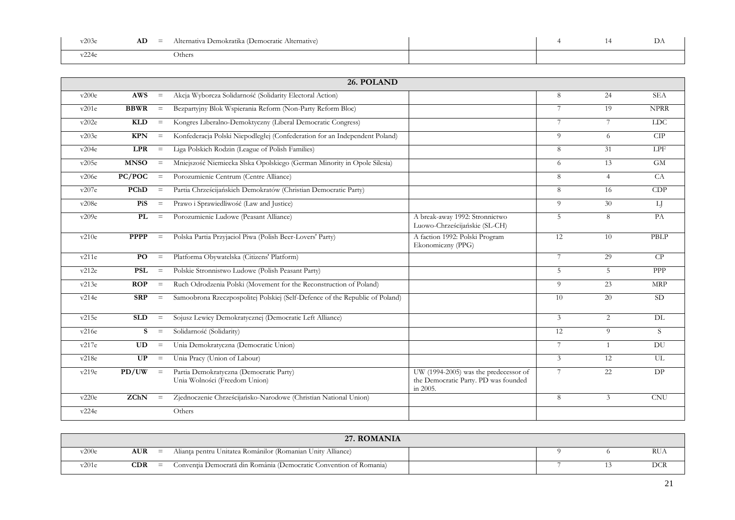| | | | | | | | |
|---|---|---|---|---|---|---|---|
| v203e | **AD** | = | Alternativa Demokratika (Democratic Alternative) | | 4 | 14 | DA |
| v224e | | | Others | | | | |

| **26. POLAND** | | | | | | | |
|---|---|---|---|---|---|---|---|
| v200e | **AWS** | = | Akcja Wyborcza Solidarność (Solidarity Electoral Action) | | 8 | 24 | SEA |
| v201e | **BBWR** | = | Bezpartyjny Blok Wspierania Reform (Non-Party Reform Bloc) | | 7 | 19 | NPRR |
| v202e | **KLD** | = | Kongres Liberalno-Demoktyczny (Liberal Democratic Congress) | | 7 | 7 | LDC |
| v203e | **KPN** | = | Konfederacja Polski Niepodległej (Confederation for an Independent Poland) | | 9 | 6 | CIP |
| v204e | **LPR** | = | Liga Polskich Rodzin (League of Polish Families) | | 8 | 31 | LPF |
| v205e | **MNSO** | = | Mniejszość Niemiecka Slska Opolskiego (German Minority in Opole Silesia) | | 6 | 13 | GM |
| v206e | **PC/POC** | = | Porozumienie Centrum (Centre Alliance) | | 8 | 4 | CA |
| v207e | **PChD** | = | Partia Chrześcijańskich Demokratów (Christian Democratic Party) | | 8 | 16 | CDP |
| v208e | **PiS** | = | Prawo i Sprawiedliwość (Law and Justice) | | 9 | 30 | LJ |
| v209e | **PL** | = | Porozumienie Ludowe (Peasant Alliance) | A break-away 1992: Stronnictwo Luowo-Chrześcijańskie (SL-CH) | 5 | 8 | PA |
| v210e | **PPPP** | = | Polska Partia Przyjaciol Piwa (Polish Beer-Lovers' Party) | A faction 1992: Polski Program Ekonomiczny (PPG) | 12 | 10 | PBLP |
| v211e | **PO** | = | Platforma Obywatelska (Citizens' Platform) | | 7 | 29 | CP |
| v212e | **PSL** | = | Polskie Stronnistwo Ludowe (Polish Peasant Party) | | 5 | 5 | PPP |
| v213e | **ROP** | = | Ruch Odrodzenia Polski (Movement for the Reconstruction of Poland) | | 9 | 23 | MRP |
| v214e | **SRP** | = | Samoobrona Rzeczpospolitej Polskiej (Self-Defence of the Republic of Poland) | | 10 | 20 | SD |
| v215e | **SLD** | = | Sojusz Lewicy Demokratycznej (Democratic Left Alliance) | | 3 | 2 | DL |
| v216e | **S** | = | Solidarność (Solidarity) | | 12 | 9 | S |
| v217e | **UD** | = | Unia Demokratyczna (Democratic Union) | | 7 | 1 | DU |
| v218e | **UP** | = | Unia Pracy (Union of Labour) | | 3 | 12 | UL |
| v219e | **PD/UW** | = | Partia Demokratyczna (Democratic Party)<br>Unia Wolności (Freedom Union) | UW (1994-2005) was the predecessor of the Democratic Party. PD was founded in 2005. | 7 | 22 | DP |
| v220e | **ZChN** | = | Zjednoczenie Chrześcijańsko-Narodowe (Christian National Union) | | 8 | 3 | CNU |
| v224e | | | Others | | | | |

| **27. ROMANIA** | | | | | | | |
|---|---|---|---|---|---|---|---|
| v200e | **AUR** | = | Alianța pentru Unitatea Românilor (Romanian Unity Alliance) | | 9 | 6 | RUA |
| v201e | **CDR** | = | Convenția Democrată din România (Democratic Convention of Romania) | | 7 | 13 | DCR |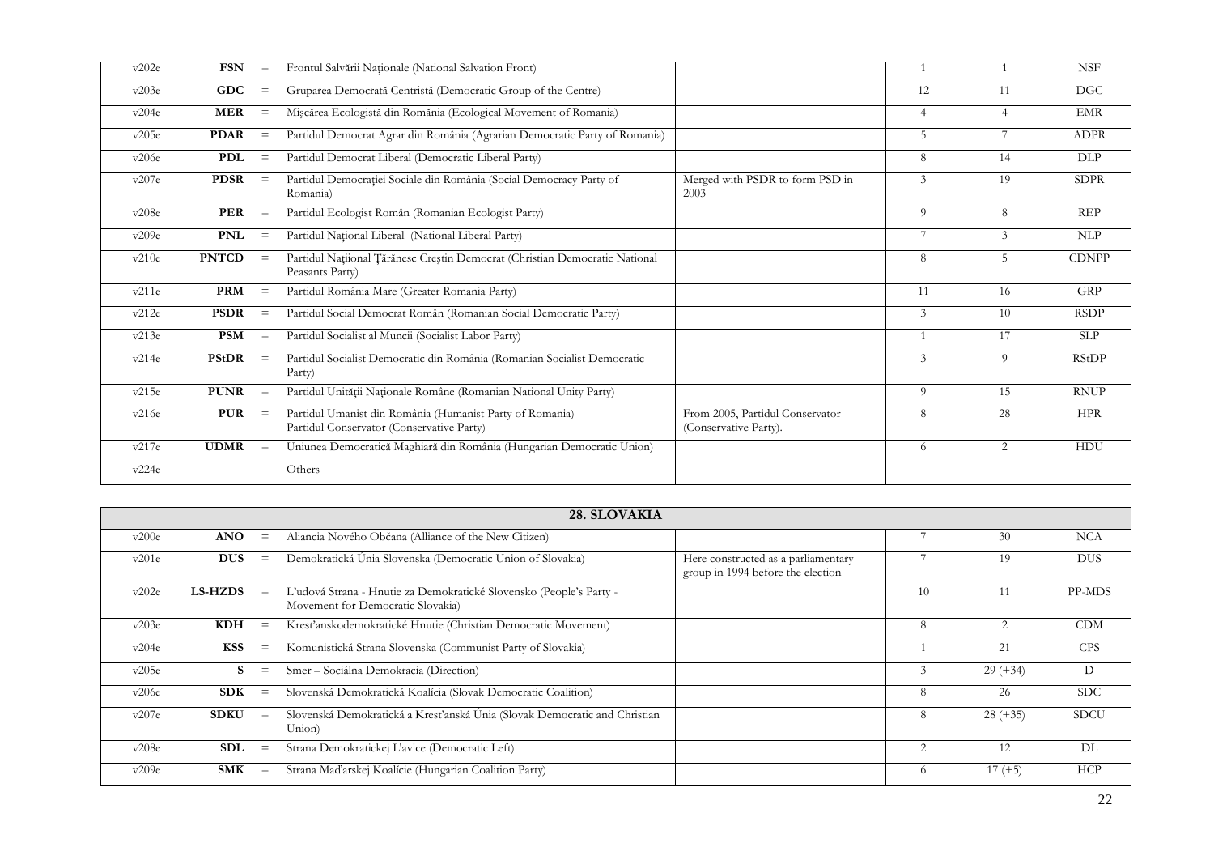| | | | | | | | |
|---|---|---|---|---|---|---|---|
| v202e | **FSN** | = | Frontul Salvării Naţionale (National Salvation Front) | | 1 | 1 | NSF |
| v203e | **GDC** | = | Gruparea Democrată Centristă (Democratic Group of the Centre) | | 12 | 11 | DGC |
| v204e | **MER** | = | Mişcărea Ecologistă din România (Ecological Movement of Romania) | | 4 | 4 | EMR |
| v205e | **PDAR** | = | Partidul Democrat Agrar din România (Agrarian Democratic Party of Romania) | | 5 | 7 | ADPR |
| v206e | **PDL** | = | Partidul Democrat Liberal (Democratic Liberal Party) | | 8 | 14 | DLP |
| v207e | **PDSR** | = | Partidul Democraţiei Sociale din România (Social Democracy Party of Romania) | Merged with PSDR to form PSD in 2003 | 3 | 19 | SDPR |
| v208e | **PER** | = | Partidul Ecologist Român (Romanian Ecologist Party) | | 9 | 8 | REP |
| v209e | **PNL** | = | Partidul Naţional Liberal (National Liberal Party) | | 7 | 3 | NLP |
| v210e | **PNTCD** | = | Partidul Naţiional Ţărănesc Creştin Democrat (Christian Democratic National Peasants Party) | | 8 | 5 | CDNPP |
| v211e | **PRM** | = | Partidul România Mare (Greater Romania Party) | | 11 | 16 | GRP |
| v212e | **PSDR** | = | Partidul Social Democrat Român (Romanian Social Democratic Party) | | 3 | 10 | RSDP |
| v213e | **PSM** | = | Partidul Socialist al Muncii (Socialist Labor Party) | | 1 | 17 | SLP |
| v214e | **PStDR** | = | Partidul Socialist Democratic din România (Romanian Socialist Democratic Party) | | 3 | 9 | RStDP |
| v215e | **PUNR** | = | Partidul Unităţii Naţionale Române (Romanian National Unity Party) | | 9 | 15 | RNUP |
| v216e | **PUR** | = | Partidul Umanist din România (Humanist Party of Romania) Partidul Conservator (Conservative Party) | From 2005, Partidul Conservator (Conservative Party). | 8 | 28 | HPR |
| v217e | **UDMR** | = | Uniunea Democratică Maghiară din România (Hungarian Democratic Union) | | 6 | 2 | HDU |
| v224e | | | Others | | | | |

| **28. SLOVAKIA** | | | | | | | |
|---|---|---|---|---|---|---|---|
| v200e | **ANO** | = | Aliancia Nového Občana (Alliance of the New Citizen) | | 7 | 30 | NCA |
| v201e | **DUS** | = | Demokratická Únia Slovenska (Democratic Union of Slovakia) | Here constructed as a parliamentary group in 1994 before the election | 7 | 19 | DUS |
| v202e | **LS-HZDS** | = | L'udová Strana - Hnutie za Demokratické Slovensko (People's Party - Movement for Democratic Slovakia) | | 10 | 11 | PP-MDS |
| v203e | **KDH** | = | Kresťanskodemokratické Hnutie (Christian Democratic Movement) | | 8 | 2 | CDM |
| v204e | **KSS** | = | Komunistická Strana Slovenska (Communist Party of Slovakia) | | 1 | 21 | CPS |
| v205e | **S** | = | Smer – Sociálna Demokracia (Direction) | | 3 | 29 (+34) | D |
| v206e | **SDK** | = | Slovenská Demokratická Koalícia (Slovak Democratic Coalition) | | 8 | 26 | SDC |
| v207e | **SDKU** | = | Slovenská Demokratická a Kresťanská Únia (Slovak Democratic and Christian Union) | | 8 | 28 (+35) | SDCU |
| v208e | **SDL** | = | Strana Demokratickej L'avice (Democratic Left) | | 2 | 12 | DL |
| v209e | **SMK** | = | Strana Maďarskej Koalície (Hungarian Coalition Party) | | 6 | 17 (+5) | HCP |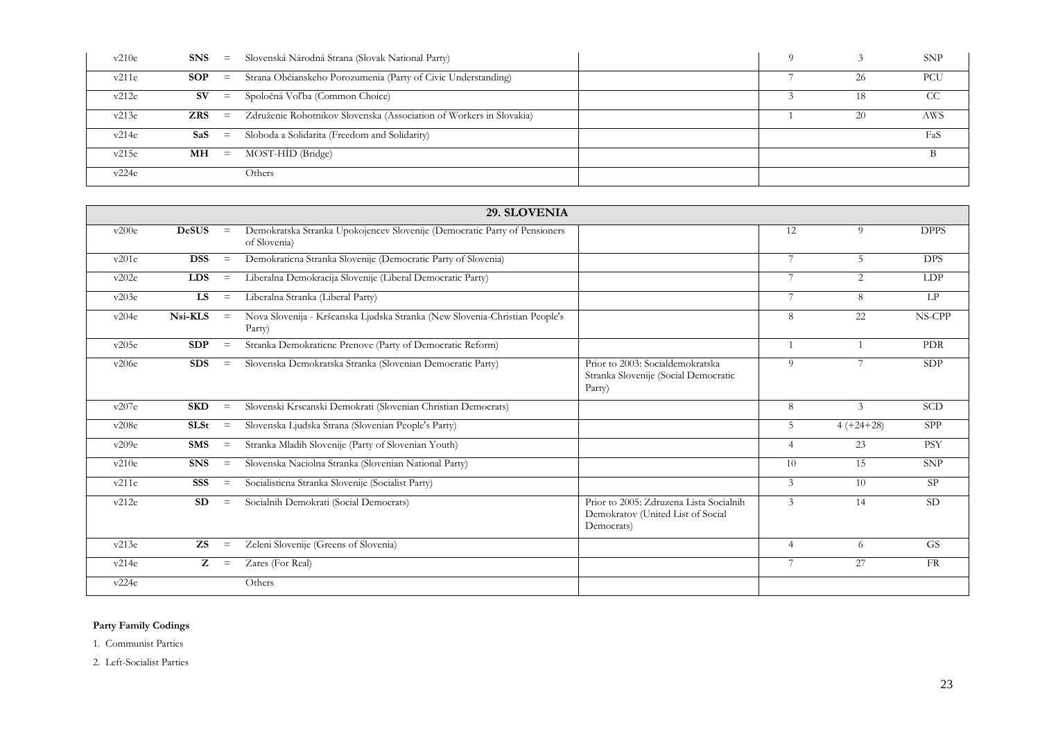| | | | | | | | |
|---|---|---|---|---|---|---|---|
| v210e | **SNS** | = | Slovenská Národná Strana (Slovak National Party) | | 9 | 3 | SNP |
| v211e | **SOP** | = | Strana Občianskeho Porozumenia (Party of Civic Understanding) | | 7 | 26 | PCU |
| v212e | **SV** | = | Spoločná Voľba (Common Choice) | | 3 | 18 | CC |
| v213e | **ZRS** | = | Združenie Robotníkov Slovenska (Association of Workers in Slovakia) | | 1 | 20 | AWS |
| v214e | **SaS** | = | Sloboda a Solidarita (Freedom and Solidarity) | | | | FaS |
| v215e | **MH** | = | MOST-HÍD (Bridge) | | | | B |
| v224e | | | Others | | | | |

| **29. SLOVENIA** | | | | | | | |
|---|---|---|---|---|---|---|---|
| v200e | **DeSUS** | = | Demokratska Stranka Upokojencev Slovenije (Democratic Party of Pensioners of Slovenia) | | 12 | 9 | DPPS |
| v201e | **DSS** | = | Demokraticna Stranka Slovenije (Democratic Party of Slovenia) | | 7 | 5 | DPS |
| v202e | **LDS** | = | Liberalna Demokracija Slovenije (Liberal Democratic Party) | | 7 | 2 | LDP |
| v203e | **LS** | = | Liberalna Stranka (Liberal Party) | | 7 | 8 | LP |
| v204e | **Nsi-KLS** | = | Nova Slovenija - Kršcanska Ljudska Stranka (New Slovenia-Christian People's Party) | | 8 | 22 | NS-CPP |
| v205e | **SDP** | = | Stranka Demokraticne Prenove (Party of Democratic Reform) | | 1 | 1 | PDR |
| v206e | **SDS** | = | Slovenska Demokratska Stranka (Slovenian Democratic Party) | Prior to 2003: Socialdemokratska Stranka Slovenije (Social Democratic Party) | 9 | 7 | SDP |
| v207e | **SKD** | = | Slovenski Krscanski Demokrati (Slovenian Christian Democrats) | | 8 | 3 | SCD |
| v208e | **SLSt** | = | Slovenska Ljudska Strana (Slovenian People's Party) | | 5 | 4 (+24+28) | SPP |
| v209e | **SMS** | = | Stranka Mladih Slovenije (Party of Slovenian Youth) | | 4 | 23 | PSY |
| v210e | **SNS** | = | Slovenska Naciolna Stranka (Slovenian National Party) | | 10 | 15 | SNP |
| v211e | **SSS** | = | Socialisticna Stranka Slovenije (Socialist Party) | | 3 | 10 | SP |
| v212e | **SD** | = | Socialnih Demokrati (Social Democrats) | Prior to 2005: Zdruzena Lista Socialnih Demokratov (United List of Social Democrats) | 3 | 14 | SD |
| v213e | **ZS** | = | Zeleni Slovenije (Greens of Slovenia) | | 4 | 6 | GS |
| v214e | **Z** | = | Zares (For Real) | | 7 | 27 | FR |
| v224e | | | Others | | | | |

**Party Family Codings**

1. Communist Parties
2. Left-Socialist Parties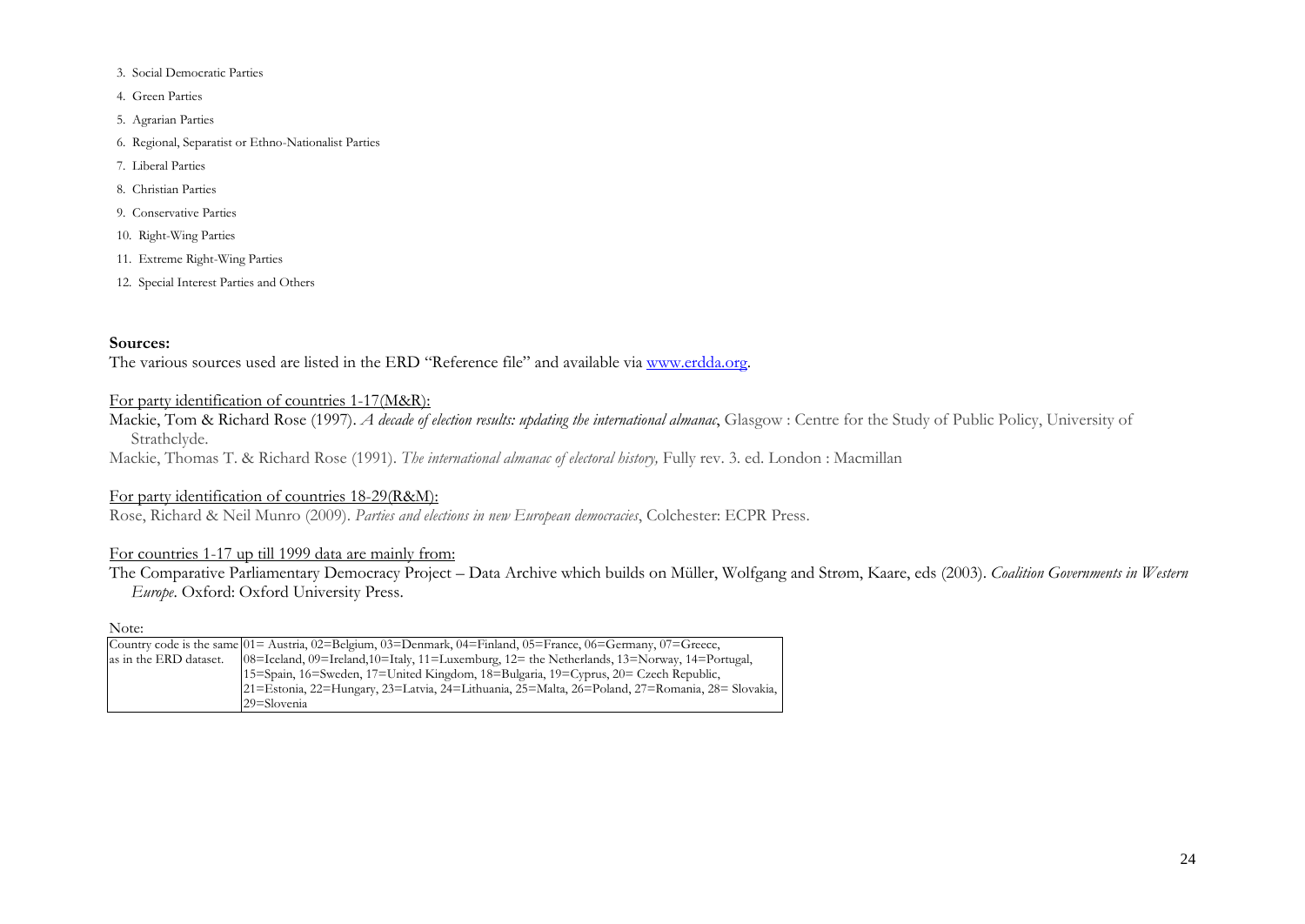3. Social Democratic Parties
4. Green Parties
5. Agrarian Parties
6. Regional, Separatist or Ethno-Nationalist Parties
7. Liberal Parties
8. Christian Parties
9. Conservative Parties
10. Right-Wing Parties
11. Extreme Right-Wing Parties
12. Special Interest Parties and Others

**Sources:**

The various sources used are listed in the ERD "Reference file" and available via [www.erdda.org](www.erdda.org).

For party identification of countries 1-17(M&R):

Mackie, Tom & Richard Rose (1997). *A decade of election results: updating the international almanac*, Glasgow : Centre for the Study of Public Policy, University of Strathclyde.

Mackie, Thomas T. & Richard Rose (1991). *The international almanac of electoral history,* Fully rev. 3. ed. London : Macmillan

For party identification of countries 18-29(R&M):

Rose, Richard & Neil Munro (2009). *Parties and elections in new European democracies*, Colchester: ECPR Press.

For countries 1-17 up till 1999 data are mainly from:

The Comparative Parliamentary Democracy Project – Data Archive which builds on Müller, Wolfgang and Strøm, Kaare, eds (2003). *Coalition Governments in Western Europe*. Oxford: Oxford University Press.

Note:

| | |
|---|---|
| Country code is the same as in the ERD dataset. | 01= Austria, 02=Belgium, 03=Denmark, 04=Finland, 05=France, 06=Germany, 07=Greece, 08=Iceland, 09=Ireland,10=Italy, 11=Luxemburg, 12= the Netherlands, 13=Norway, 14=Portugal, 15=Spain, 16=Sweden, 17=United Kingdom, 18=Bulgaria, 19=Cyprus, 20= Czech Republic, 21=Estonia, 22=Hungary, 23=Latvia, 24=Lithuania, 25=Malta, 26=Poland, 27=Romania, 28= Slovakia, 29=Slovenia |